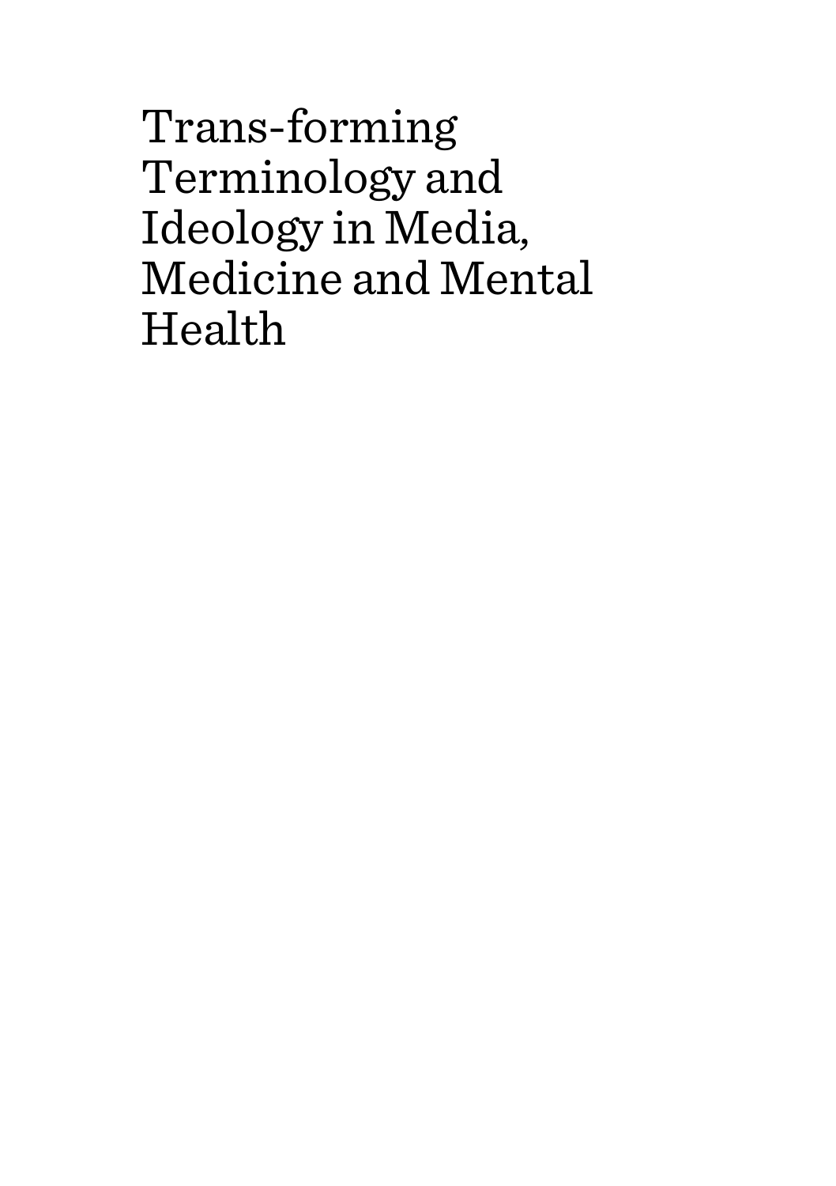# Trans-forming Terminology and Ideology in Media, Medicine and Mental Health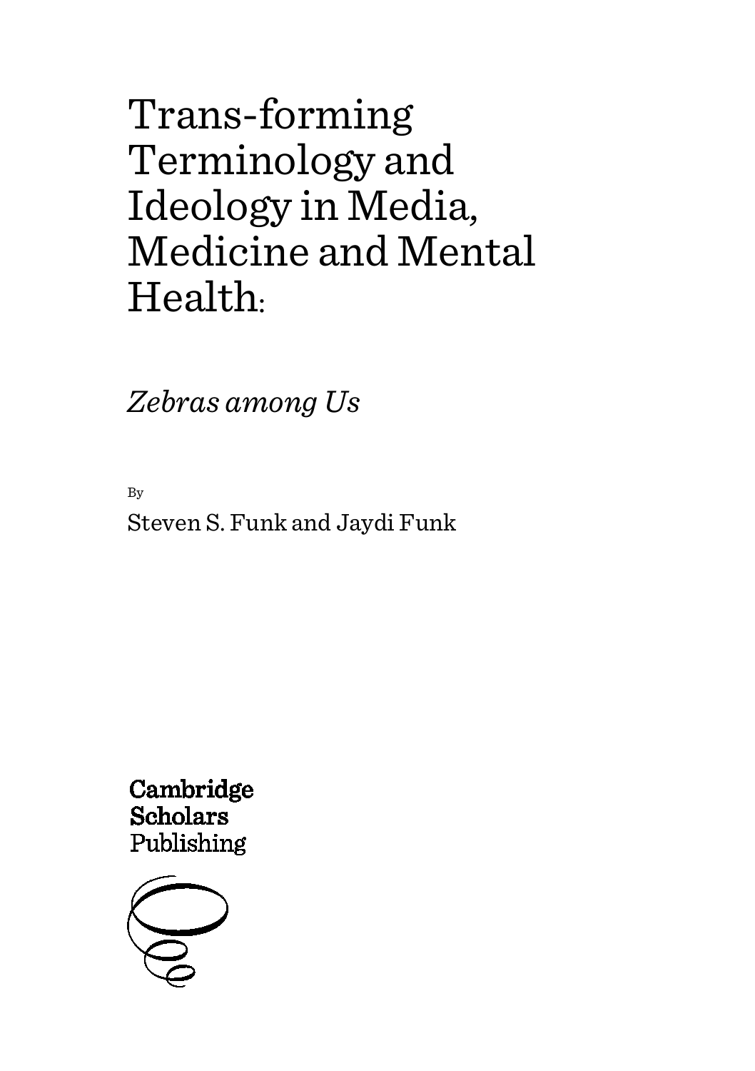# Trans-forming Terminology and Ideology in Media, Medicine and Mental Health:

*Zebras among Us*

By

Steven S. Funk and Jaydi Funk

Cambridge Scholars Publishing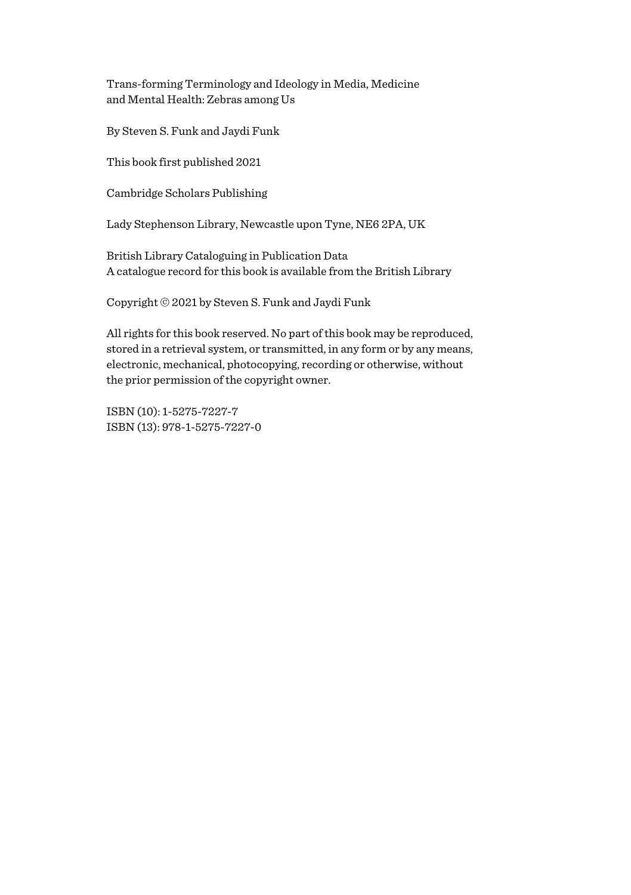Trans-forming Terminology and Ideology in Media, Medicine and Mental Health: Zebras among Us

By Steven S. Funk and Jaydi Funk

This book first published 2021

Cambridge Scholars Publishing

Lady Stephenson Library, Newcastle upon Tyne, NE6 2PA, UK

British Library Cataloguing in Publication Data
A catalogue record for this book is available from the British Library

Copyright © 2021 by Steven S. Funk and Jaydi Funk

All rights for this book reserved. No part of this book may be reproduced, stored in a retrieval system, or transmitted, in any form or by any means, electronic, mechanical, photocopying, recording or otherwise, without the prior permission of the copyright owner.

ISBN (10): 1-5275-7227-7
ISBN (13): 978-1-5275-7227-0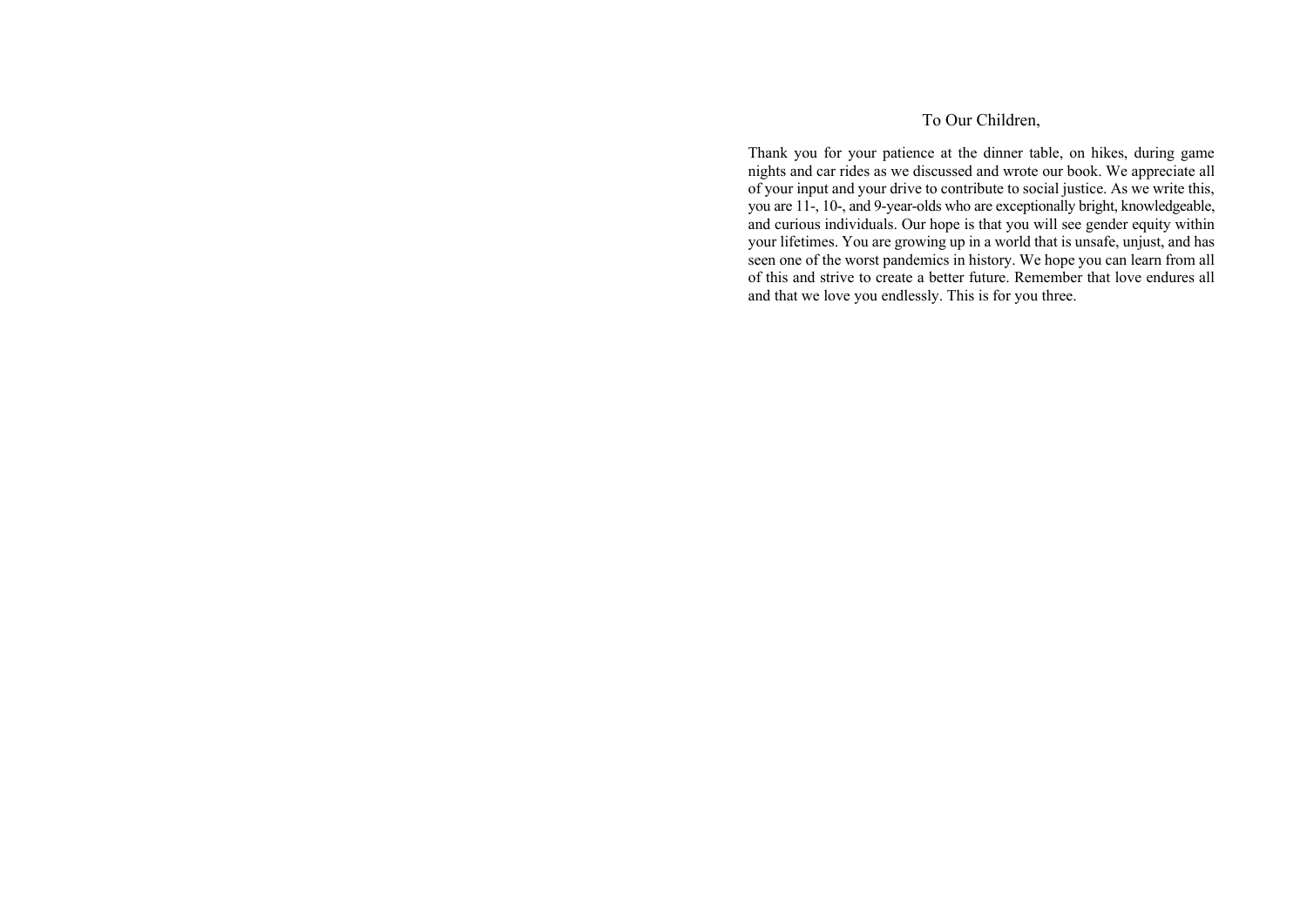To Our Children,

Thank you for your patience at the dinner table, on hikes, during game nights and car rides as we discussed and wrote our book. We appreciate all of your input and your drive to contribute to social justice. As we write this, you are 11-, 10-, and 9-year-olds who are exceptionally bright, knowledgeable, and curious individuals. Our hope is that you will see gender equity within your lifetimes. You are growing up in a world that is unsafe, unjust, and has seen one of the worst pandemics in history. We hope you can learn from all of this and strive to create a better future. Remember that love endures all and that we love you endlessly. This is for you three.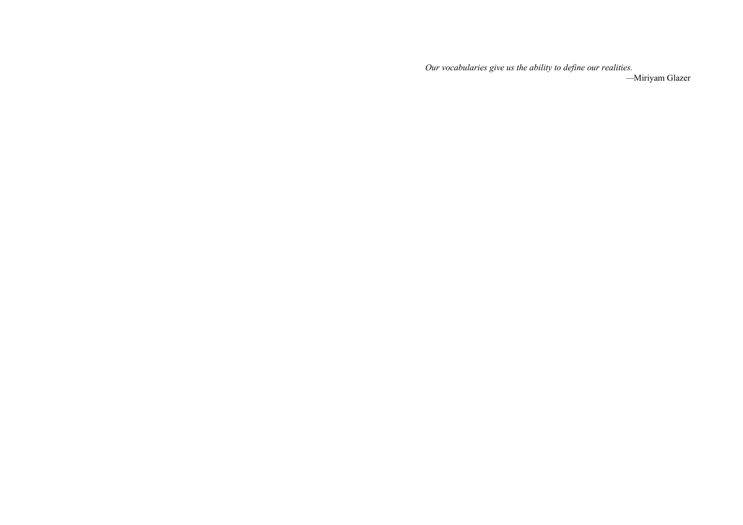*Our vocabularies give us the ability to define our realities.*

—Miriyam Glazer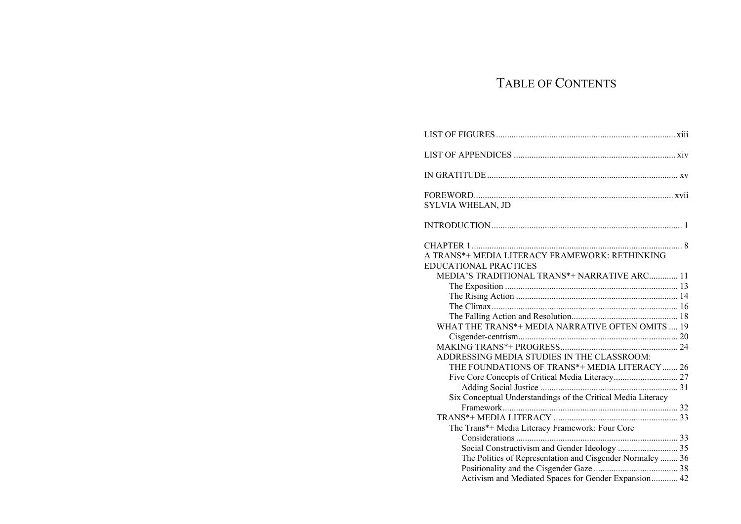# TABLE OF CONTENTS

LIST OF FIGURES ..... xiii

LIST OF APPENDICES ..... xiv

IN GRATITUDE ..... xv

FOREWORD ..... xvii
SYLVIA WHELAN, JD

INTRODUCTION ..... 1

CHAPTER 1 ..... 8
A TRANS*+ MEDIA LITERACY FRAMEWORK: RETHINKING EDUCATIONAL PRACTICES

- MEDIA'S TRADITIONAL TRANS*+ NARRATIVE ARC ..... 11
  - The Exposition ..... 13
  - The Rising Action ..... 14
  - The Climax ..... 16
  - The Falling Action and Resolution ..... 18
- WHAT THE TRANS*+ MEDIA NARRATIVE OFTEN OMITS ..... 19
  - Cisgender-centrism ..... 20
- MAKING TRANS*+ PROGRESS ..... 24
- ADDRESSING MEDIA STUDIES IN THE CLASSROOM: THE FOUNDATIONS OF TRANS*+ MEDIA LITERACY ..... 26
  - Five Core Concepts of Critical Media Literacy ..... 27
    - Adding Social Justice ..... 31
  - Six Conceptual Understandings of the Critical Media Literacy Framework ..... 32
- TRANS*+ MEDIA LITERACY ..... 33
  - The Trans*+ Media Literacy Framework: Four Core Considerations ..... 33
    - Social Constructivism and Gender Ideology ..... 35
    - The Politics of Representation and Cisgender Normalcy ..... 36
    - Positionality and the Cisgender Gaze ..... 38
    - Activism and Mediated Spaces for Gender Expansion ..... 42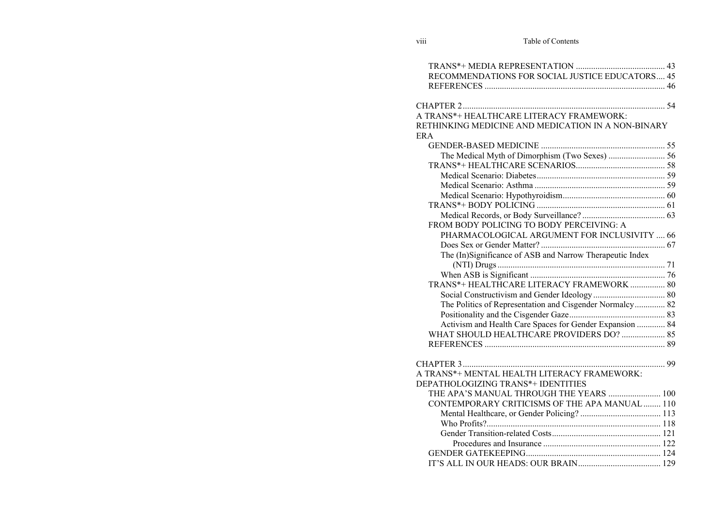TRANS*+ MEDIA REPRESENTATION ......................................... 43
RECOMMENDATIONS FOR SOCIAL JUSTICE EDUCATORS.... 45
REFERENCES .................................................................................. 46

CHAPTER 2 .............................................................................................. 54
A TRANS*+ HEALTHCARE LITERACY FRAMEWORK:
RETHINKING MEDICINE AND MEDICATION IN A NON-BINARY ERA

- GENDER-BASED MEDICINE ......................................................... 55
  - The Medical Myth of Dimorphism (Two Sexes) .......................... 56
- TRANS*+ HEALTHCARE SCENARIOS......................................... 58
  - Medical Scenario: Diabetes........................................................... 59
  - Medical Scenario: Asthma ............................................................ 59
  - Medical Scenario: Hypothyroidism............................................... 60
- TRANS*+ BODY POLICING ........................................................... 61
  - Medical Records, or Body Surveillance? ...................................... 63
- FROM BODY POLICING TO BODY PERCEIVING: A PHARMACOLOGICAL ARGUMENT FOR INCLUSIVITY .... 66
  - Does Sex or Gender Matter? ......................................................... 67
  - The (In)Significance of ASB and Narrow Therapeutic Index (NTI) Drugs ............................................................................. 71
  - When ASB is Significant .............................................................. 76
- TRANS*+ HEALTHCARE LITERACY FRAMEWORK ................ 80
  - Social Constructivism and Gender Ideology ................................. 80
  - The Politics of Representation and Cisgender Normalcy.............. 82
  - Positionality and the Cisgender Gaze............................................ 83
  - Activism and Health Care Spaces for Gender Expansion ............. 84
- WHAT SHOULD HEALTHCARE PROVIDERS DO? .................... 85
- REFERENCES ................................................................................... 89

CHAPTER 3 .............................................................................................. 99
A TRANS*+ MENTAL HEALTH LITERACY FRAMEWORK:
DEPATHOLOGIZING TRANS*+ IDENTITIES

- THE APA'S MANUAL THROUGH THE YEARS ........................ 100
- CONTEMPORARY CRITICISMS OF THE APA MANUAL ........ 110
  - Mental Healthcare, or Gender Policing? ..................................... 113
  - Who Profits?................................................................................ 118
  - Gender Transition-related Costs.................................................. 121
    - Procedures and Insurance ...................................................... 122
- GENDER GATEKEEPING............................................................. 124
- IT'S ALL IN OUR HEADS: OUR BRAIN...................................... 129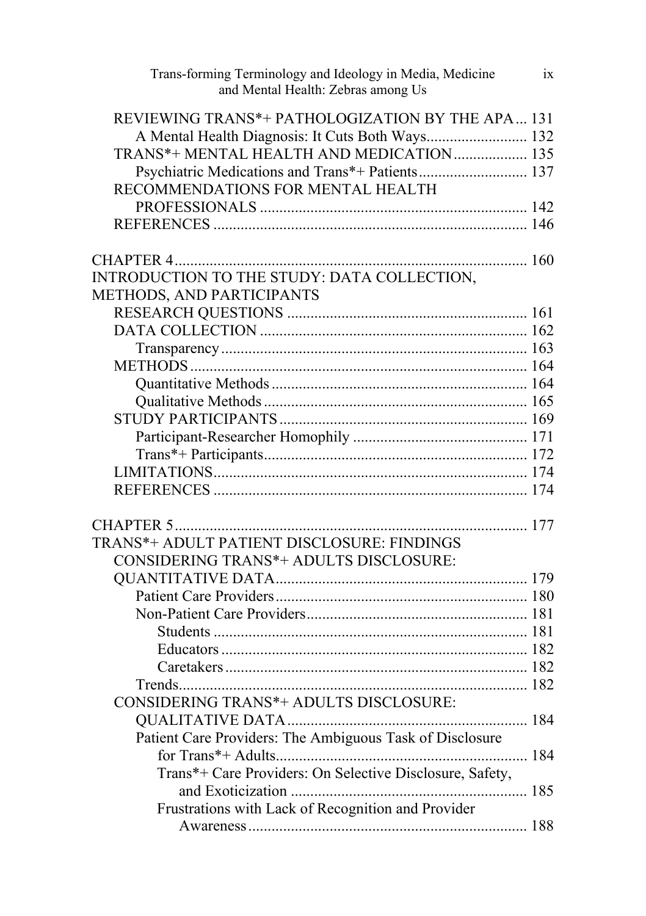REVIEWING TRANS*+ PATHOLOGIZATION BY THE APA ... 131
  A Mental Health Diagnosis: It Cuts Both Ways ... 132
TRANS*+ MENTAL HEALTH AND MEDICATION ... 135
  Psychiatric Medications and Trans*+ Patients ... 137
RECOMMENDATIONS FOR MENTAL HEALTH PROFESSIONALS ... 142
REFERENCES ... 146

CHAPTER 4 ... 160
INTRODUCTION TO THE STUDY: DATA COLLECTION, METHODS, AND PARTICIPANTS
  RESEARCH QUESTIONS ... 161
  DATA COLLECTION ... 162
    Transparency ... 163
  METHODS ... 164
    Quantitative Methods ... 164
    Qualitative Methods ... 165
  STUDY PARTICIPANTS ... 169
    Participant-Researcher Homophily ... 171
    Trans*+ Participants ... 172
  LIMITATIONS ... 174
  REFERENCES ... 174

CHAPTER 5 ... 177
TRANS*+ ADULT PATIENT DISCLOSURE: FINDINGS
  CONSIDERING TRANS*+ ADULTS DISCLOSURE: QUANTITATIVE DATA ... 179
    Patient Care Providers ... 180
    Non-Patient Care Providers ... 181
      Students ... 181
      Educators ... 182
      Caretakers ... 182
    Trends ... 182
  CONSIDERING TRANS*+ ADULTS DISCLOSURE: QUALITATIVE DATA ... 184
    Patient Care Providers: The Ambiguous Task of Disclosure for Trans*+ Adults ... 184
      Trans*+ Care Providers: On Selective Disclosure, Safety, and Exoticization ... 185
      Frustrations with Lack of Recognition and Provider Awareness ... 188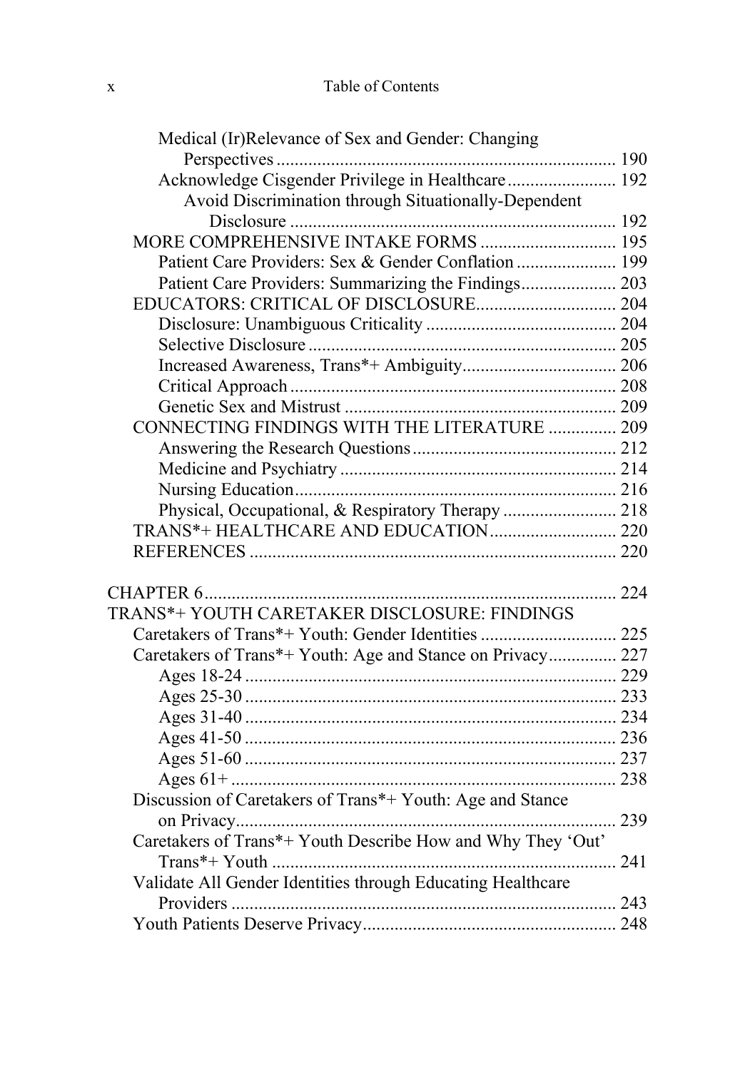Medical (Ir)Relevance of Sex and Gender: Changing Perspectives ... 190
Acknowledge Cisgender Privilege in Healthcare ... 192
Avoid Discrimination through Situationally-Dependent Disclosure ... 192
MORE COMPREHENSIVE INTAKE FORMS ... 195
Patient Care Providers: Sex & Gender Conflation ... 199
Patient Care Providers: Summarizing the Findings ... 203
EDUCATORS: CRITICAL OF DISCLOSURE ... 204
Disclosure: Unambiguous Criticality ... 204
Selective Disclosure ... 205
Increased Awareness, Trans*+ Ambiguity ... 206
Critical Approach ... 208
Genetic Sex and Mistrust ... 209
CONNECTING FINDINGS WITH THE LITERATURE ... 209
Answering the Research Questions ... 212
Medicine and Psychiatry ... 214
Nursing Education ... 216
Physical, Occupational, & Respiratory Therapy ... 218
TRANS*+ HEALTHCARE AND EDUCATION ... 220
REFERENCES ... 220

CHAPTER 6 ... 224
TRANS*+ YOUTH CARETAKER DISCLOSURE: FINDINGS
Caretakers of Trans*+ Youth: Gender Identities ... 225
Caretakers of Trans*+ Youth: Age and Stance on Privacy ... 227
Ages 18-24 ... 229
Ages 25-30 ... 233
Ages 31-40 ... 234
Ages 41-50 ... 236
Ages 51-60 ... 237
Ages 61+ ... 238
Discussion of Caretakers of Trans*+ Youth: Age and Stance on Privacy ... 239
Caretakers of Trans*+ Youth Describe How and Why They 'Out' Trans*+ Youth ... 241
Validate All Gender Identities through Educating Healthcare Providers ... 243
Youth Patients Deserve Privacy ... 248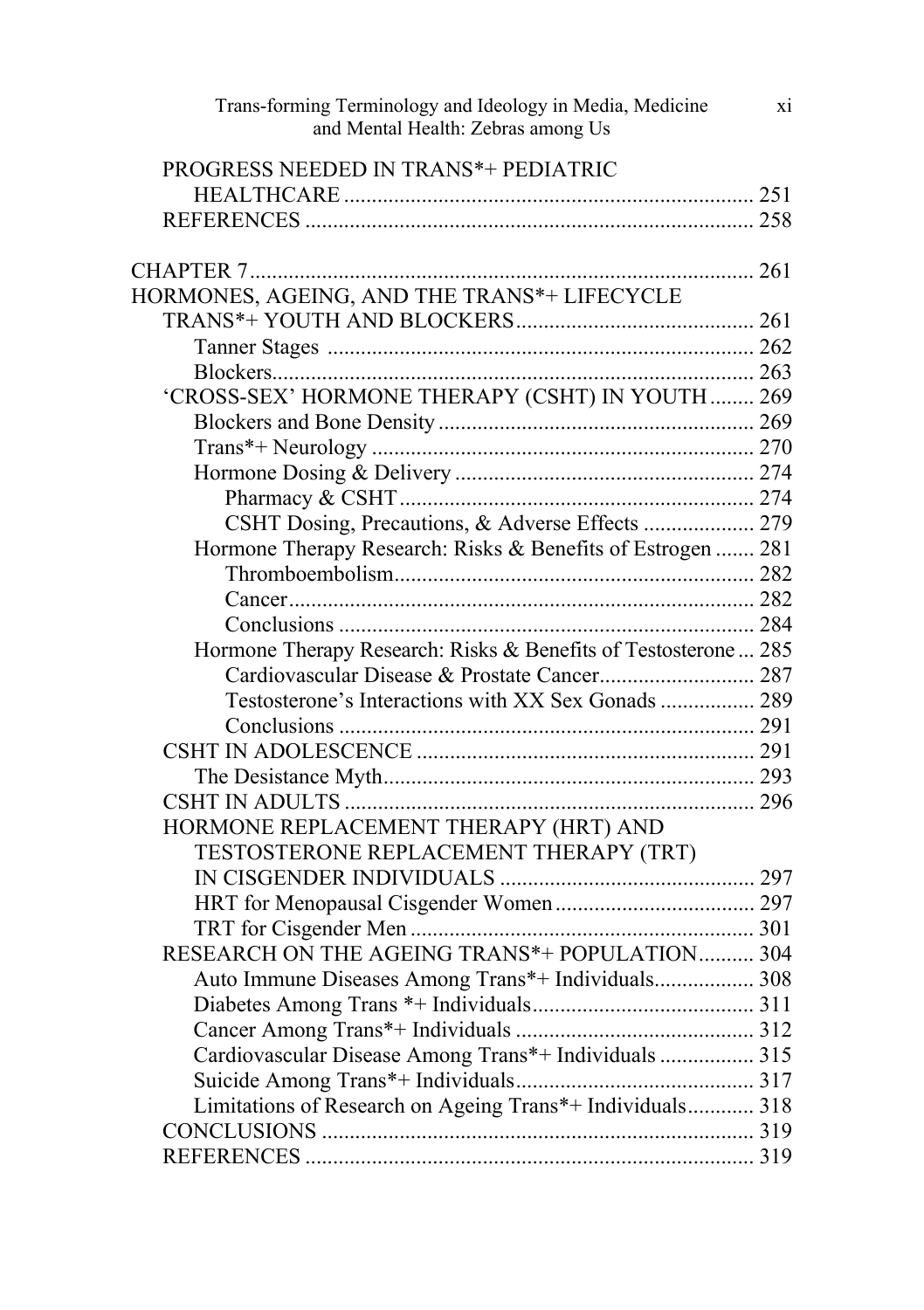PROGRESS NEEDED IN TRANS*+ PEDIATRIC HEALTHCARE ........................................................................ 251
REFERENCES ................................................................................ 258

CHAPTER 7 ........................................................................................ 261
HORMONES, AGEING, AND THE TRANS*+ LIFECYCLE
- TRANS*+ YOUTH AND BLOCKERS .......................................... 261
  - Tanner Stages ............................................................................ 262
  - Blockers ...................................................................................... 263
- 'CROSS-SEX' HORMONE THERAPY (CSHT) IN YOUTH ........ 269
  - Blockers and Bone Density ......................................................... 269
  - Trans*+ Neurology ..................................................................... 270
  - Hormone Dosing & Delivery ...................................................... 274
    - Pharmacy & CSHT ............................................................... 274
    - CSHT Dosing, Precautions, & Adverse Effects .................... 279
  - Hormone Therapy Research: Risks & Benefits of Estrogen ....... 281
    - Thromboembolism ................................................................ 282
    - Cancer ................................................................................... 282
    - Conclusions .......................................................................... 284
  - Hormone Therapy Research: Risks & Benefits of Testosterone ... 285
    - Cardiovascular Disease & Prostate Cancer ............................ 287
    - Testosterone's Interactions with XX Sex Gonads ................. 289
    - Conclusions .......................................................................... 291
- CSHT IN ADOLESCENCE ............................................................ 291
  - The Desistance Myth ................................................................... 293
- CSHT IN ADULTS ......................................................................... 296
- HORMONE REPLACEMENT THERAPY (HRT) AND TESTOSTERONE REPLACEMENT THERAPY (TRT) IN CISGENDER INDIVIDUALS .............................................. 297
  - HRT for Menopausal Cisgender Women .................................... 297
  - TRT for Cisgender Men ............................................................. 301
- RESEARCH ON THE AGEING TRANS*+ POPULATION .......... 304
  - Auto Immune Diseases Among Trans*+ Individuals .................. 308
  - Diabetes Among Trans *+ Individuals ........................................ 311
  - Cancer Among Trans*+ Individuals ........................................... 312
  - Cardiovascular Disease Among Trans*+ Individuals ................. 315
  - Suicide Among Trans*+ Individuals ........................................... 317
  - Limitations of Research on Ageing Trans*+ Individuals ............ 318
- CONCLUSIONS ............................................................................. 319
- REFERENCES ................................................................................ 319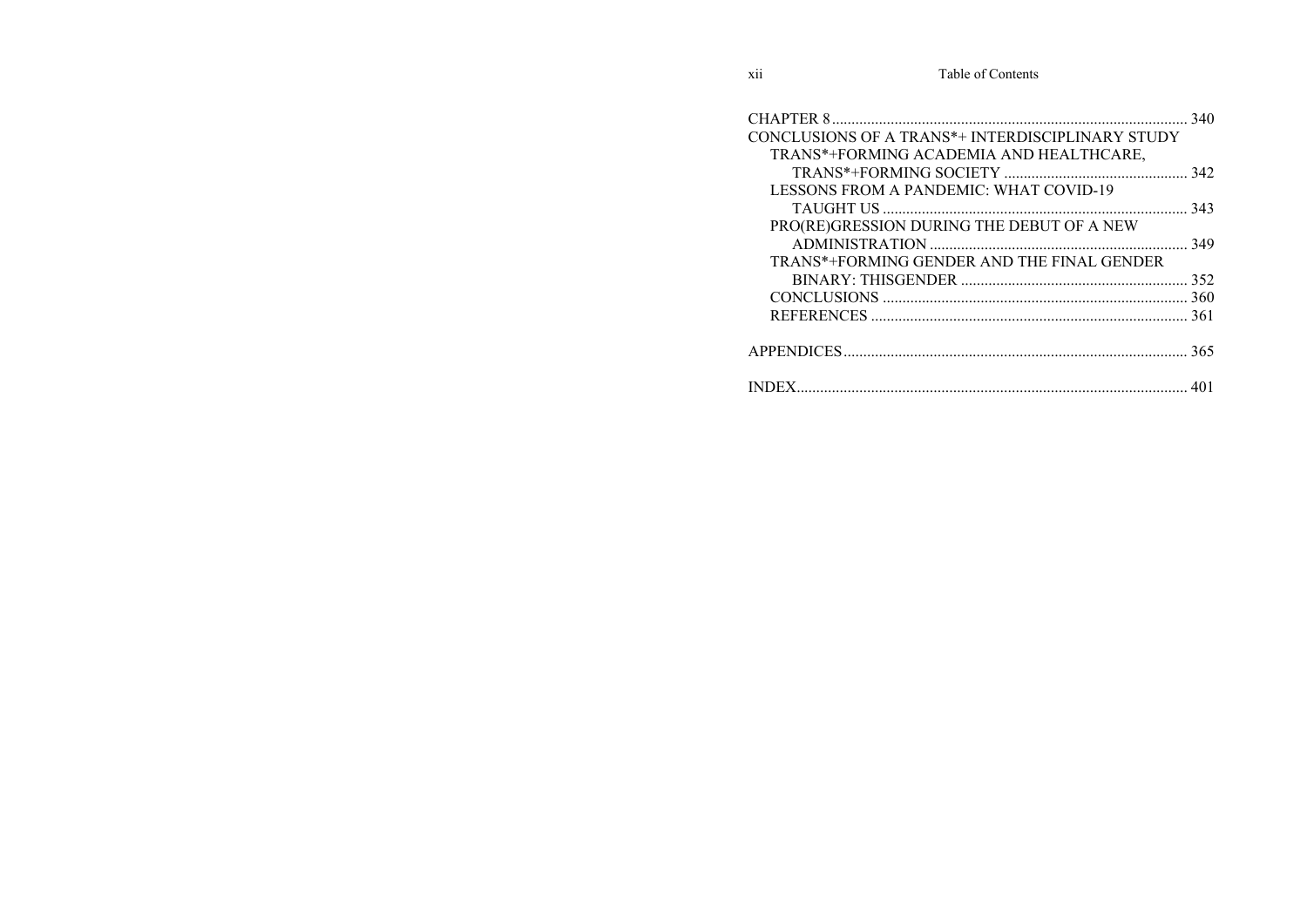CHAPTER 8 .......................................................................................... 340

CONCLUSIONS OF A TRANS*+ INTERDISCIPLINARY STUDY

- TRANS*+FORMING ACADEMIA AND HEALTHCARE, TRANS*+FORMING SOCIETY .............................................. 342
- LESSONS FROM A PANDEMIC: WHAT COVID-19 TAUGHT US ............................................................................ 343
- PRO(RE)GRESSION DURING THE DEBUT OF A NEW ADMINISTRATION ................................................................. 349
- TRANS*+FORMING GENDER AND THE FINAL GENDER BINARY: THISGENDER .......................................................... 352
- CONCLUSIONS ............................................................................. 360
- REFERENCES ................................................................................ 361

APPENDICES ....................................................................................... 365

INDEX.................................................................................................... 401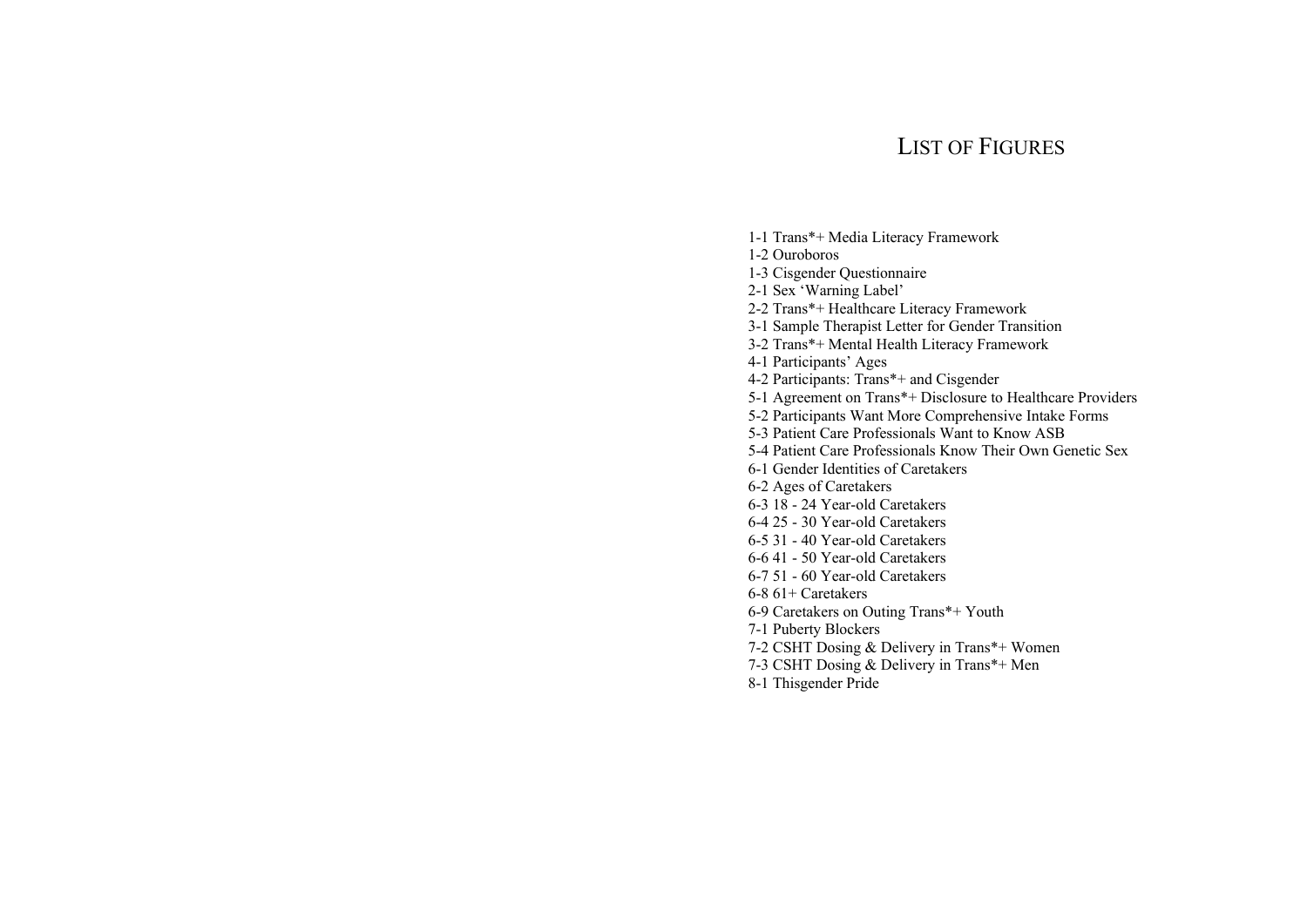# List of Figures

1-1 Trans*+ Media Literacy Framework
1-2 Ouroboros
1-3 Cisgender Questionnaire
2-1 Sex 'Warning Label'
2-2 Trans*+ Healthcare Literacy Framework
3-1 Sample Therapist Letter for Gender Transition
3-2 Trans*+ Mental Health Literacy Framework
4-1 Participants' Ages
4-2 Participants: Trans*+ and Cisgender
5-1 Agreement on Trans*+ Disclosure to Healthcare Providers
5-2 Participants Want More Comprehensive Intake Forms
5-3 Patient Care Professionals Want to Know ASB
5-4 Patient Care Professionals Know Their Own Genetic Sex
6-1 Gender Identities of Caretakers
6-2 Ages of Caretakers
6-3 18 - 24 Year-old Caretakers
6-4 25 - 30 Year-old Caretakers
6-5 31 - 40 Year-old Caretakers
6-6 41 - 50 Year-old Caretakers
6-7 51 - 60 Year-old Caretakers
6-8 61+ Caretakers
6-9 Caretakers on Outing Trans*+ Youth
7-1 Puberty Blockers
7-2 CSHT Dosing & Delivery in Trans*+ Women
7-3 CSHT Dosing & Delivery in Trans*+ Men
8-1 Thisgender Pride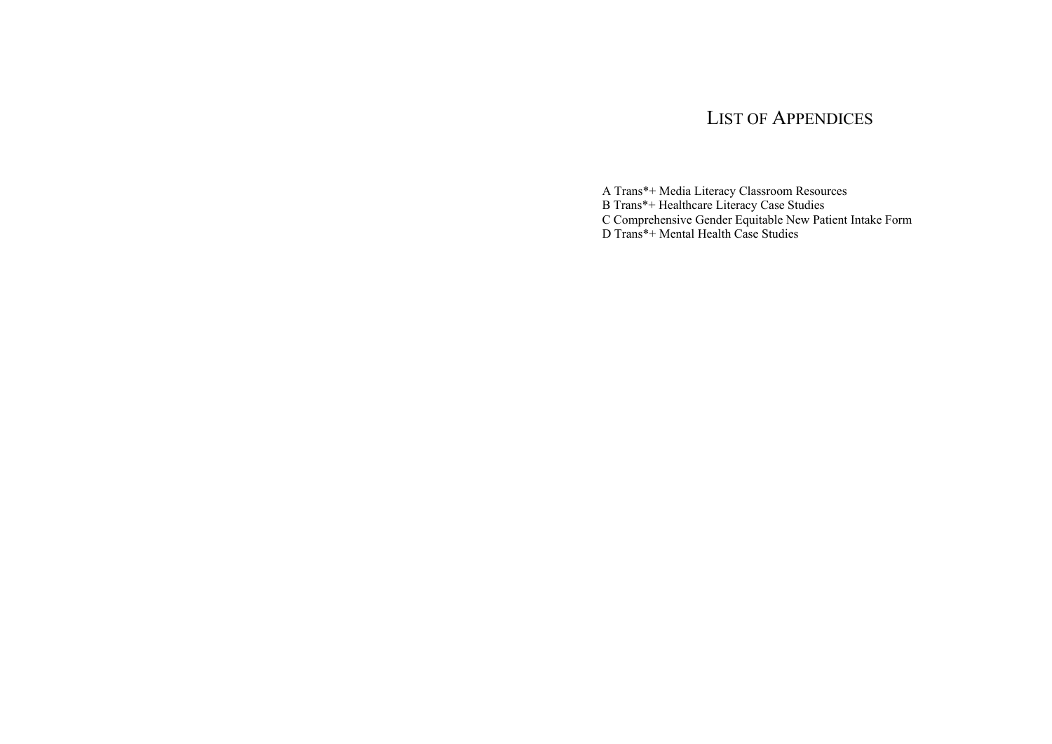# List of Appendices

A Trans*+ Media Literacy Classroom Resources
B Trans*+ Healthcare Literacy Case Studies
C Comprehensive Gender Equitable New Patient Intake Form
D Trans*+ Mental Health Case Studies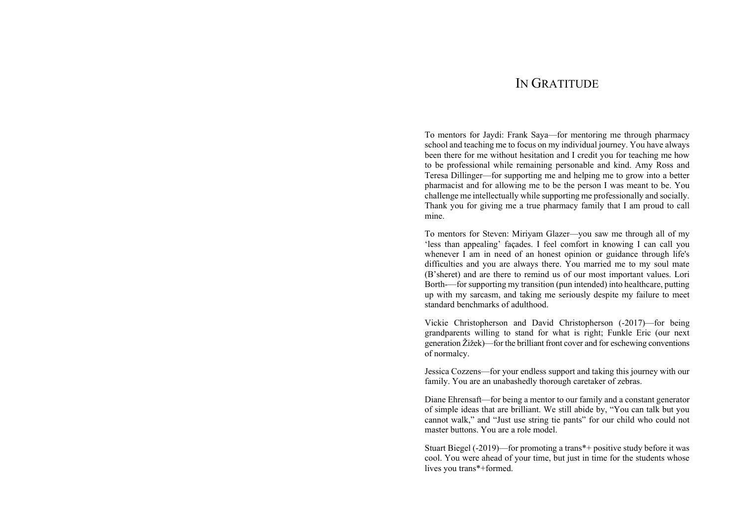# In Gratitude

To mentors for Jaydi: Frank Saya—for mentoring me through pharmacy school and teaching me to focus on my individual journey. You have always been there for me without hesitation and I credit you for teaching me how to be professional while remaining personable and kind. Amy Ross and Teresa Dillinger—for supporting me and helping me to grow into a better pharmacist and for allowing me to be the person I was meant to be. You challenge me intellectually while supporting me professionally and socially. Thank you for giving me a true pharmacy family that I am proud to call mine.

To mentors for Steven: Miriyam Glazer—you saw me through all of my 'less than appealing' façades. I feel comfort in knowing I can call you whenever I am in need of an honest opinion or guidance through life's difficulties and you are always there. You married me to my soul mate (B'sheret) and are there to remind us of our most important values. Lori Borth-—for supporting my transition (pun intended) into healthcare, putting up with my sarcasm, and taking me seriously despite my failure to meet standard benchmarks of adulthood.

Vickie Christopherson and David Christopherson (-2017)—for being grandparents willing to stand for what is right; Funkle Eric (our next generation Žižek)—for the brilliant front cover and for eschewing conventions of normalcy.

Jessica Cozzens—for your endless support and taking this journey with our family. You are an unabashedly thorough caretaker of zebras.

Diane Ehrensaft—for being a mentor to our family and a constant generator of simple ideas that are brilliant. We still abide by, "You can talk but you cannot walk," and "Just use string tie pants" for our child who could not master buttons. You are a role model.

Stuart Biegel (-2019)—for promoting a trans*+ positive study before it was cool. You were ahead of your time, but just in time for the students whose lives you trans*+formed.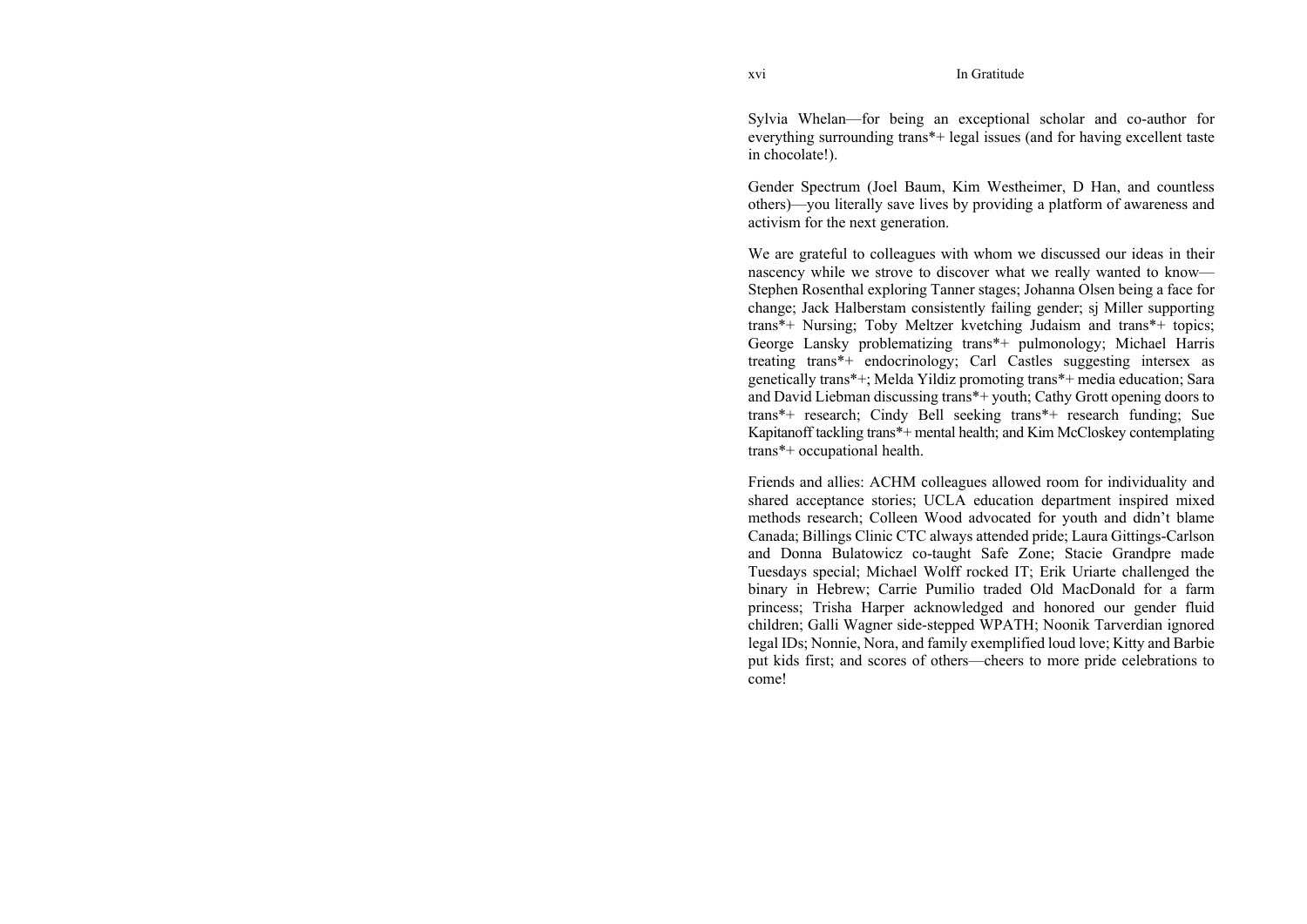Sylvia Whelan—for being an exceptional scholar and co-author for everything surrounding trans*+ legal issues (and for having excellent taste in chocolate!).

Gender Spectrum (Joel Baum, Kim Westheimer, D Han, and countless others)—you literally save lives by providing a platform of awareness and activism for the next generation.

We are grateful to colleagues with whom we discussed our ideas in their nascency while we strove to discover what we really wanted to know—Stephen Rosenthal exploring Tanner stages; Johanna Olsen being a face for change; Jack Halberstam consistently failing gender; sj Miller supporting trans*+ Nursing; Toby Meltzer kvetching Judaism and trans*+ topics; George Lansky problematizing trans*+ pulmonology; Michael Harris treating trans*+ endocrinology; Carl Castles suggesting intersex as genetically trans*+; Melda Yildiz promoting trans*+ media education; Sara and David Liebman discussing trans*+ youth; Cathy Grott opening doors to trans*+ research; Cindy Bell seeking trans*+ research funding; Sue Kapitanoff tackling trans*+ mental health; and Kim McCloskey contemplating trans*+ occupational health.

Friends and allies: ACHM colleagues allowed room for individuality and shared acceptance stories; UCLA education department inspired mixed methods research; Colleen Wood advocated for youth and didn't blame Canada; Billings Clinic CTC always attended pride; Laura Gittings-Carlson and Donna Bulatowicz co-taught Safe Zone; Stacie Grandpre made Tuesdays special; Michael Wolff rocked IT; Erik Uriarte challenged the binary in Hebrew; Carrie Pumilio traded Old MacDonald for a farm princess; Trisha Harper acknowledged and honored our gender fluid children; Galli Wagner side-stepped WPATH; Noonik Tarverdian ignored legal IDs; Nonnie, Nora, and family exemplified loud love; Kitty and Barbie put kids first; and scores of others—cheers to more pride celebrations to come!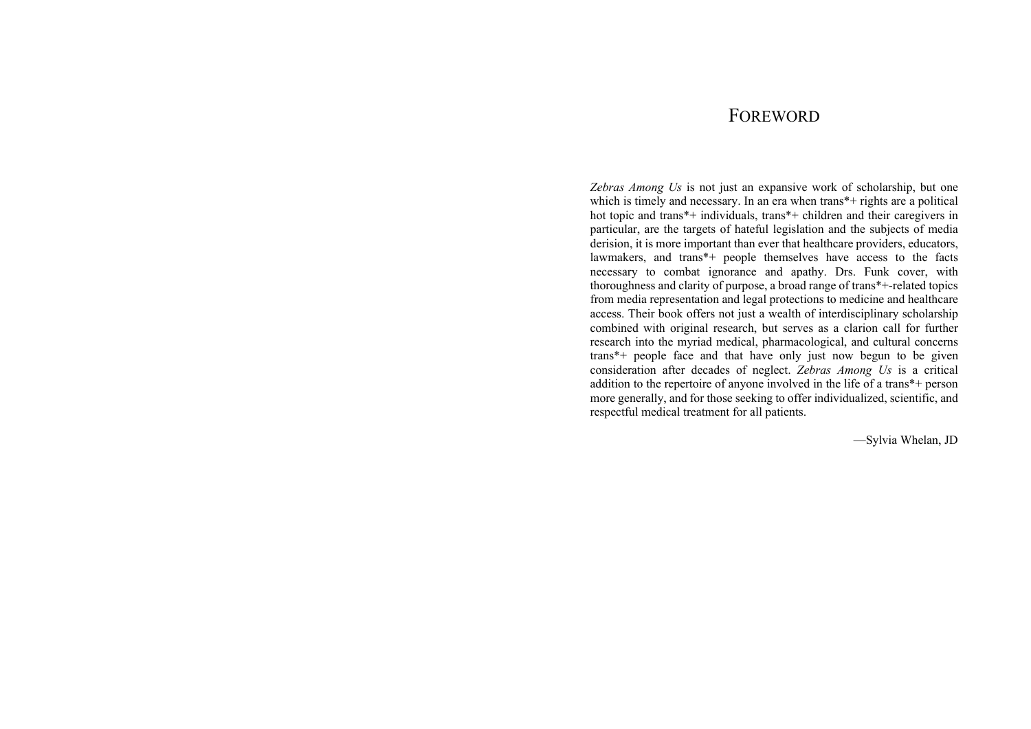# Foreword

*Zebras Among Us* is not just an expansive work of scholarship, but one which is timely and necessary. In an era when trans*+ rights are a political hot topic and trans*+ individuals, trans*+ children and their caregivers in particular, are the targets of hateful legislation and the subjects of media derision, it is more important than ever that healthcare providers, educators, lawmakers, and trans*+ people themselves have access to the facts necessary to combat ignorance and apathy. Drs. Funk cover, with thoroughness and clarity of purpose, a broad range of trans*+-related topics from media representation and legal protections to medicine and healthcare access. Their book offers not just a wealth of interdisciplinary scholarship combined with original research, but serves as a clarion call for further research into the myriad medical, pharmacological, and cultural concerns trans*+ people face and that have only just now begun to be given consideration after decades of neglect. *Zebras Among Us* is a critical addition to the repertoire of anyone involved in the life of a trans*+ person more generally, and for those seeking to offer individualized, scientific, and respectful medical treatment for all patients.

—Sylvia Whelan, JD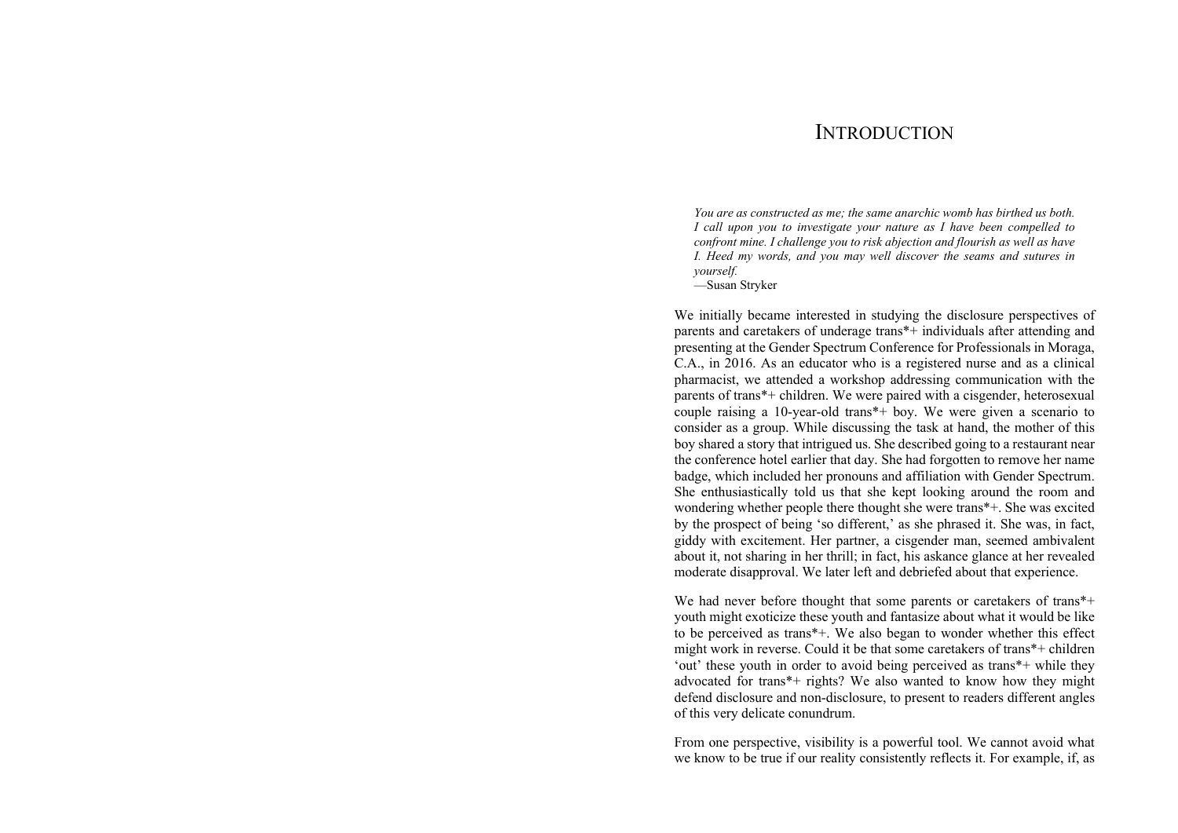# INTRODUCTION

> *You are as constructed as me; the same anarchic womb has birthed us both. I call upon you to investigate your nature as I have been compelled to confront mine. I challenge you to risk abjection and flourish as well as have I. Heed my words, and you may well discover the seams and sutures in yourself.*
>
> —Susan Stryker

We initially became interested in studying the disclosure perspectives of parents and caretakers of underage trans*+ individuals after attending and presenting at the Gender Spectrum Conference for Professionals in Moraga, C.A., in 2016. As an educator who is a registered nurse and as a clinical pharmacist, we attended a workshop addressing communication with the parents of trans*+ children. We were paired with a cisgender, heterosexual couple raising a 10-year-old trans*+ boy. We were given a scenario to consider as a group. While discussing the task at hand, the mother of this boy shared a story that intrigued us. She described going to a restaurant near the conference hotel earlier that day. She had forgotten to remove her name badge, which included her pronouns and affiliation with Gender Spectrum. She enthusiastically told us that she kept looking around the room and wondering whether people there thought she were trans*+. She was excited by the prospect of being 'so different,' as she phrased it. She was, in fact, giddy with excitement. Her partner, a cisgender man, seemed ambivalent about it, not sharing in her thrill; in fact, his askance glance at her revealed moderate disapproval. We later left and debriefed about that experience.

We had never before thought that some parents or caretakers of trans*+ youth might exoticize these youth and fantasize about what it would be like to be perceived as trans*+. We also began to wonder whether this effect might work in reverse. Could it be that some caretakers of trans*+ children 'out' these youth in order to avoid being perceived as trans*+ while they advocated for trans*+ rights? We also wanted to know how they might defend disclosure and non-disclosure, to present to readers different angles of this very delicate conundrum.

From one perspective, visibility is a powerful tool. We cannot avoid what we know to be true if our reality consistently reflects it. For example, if, as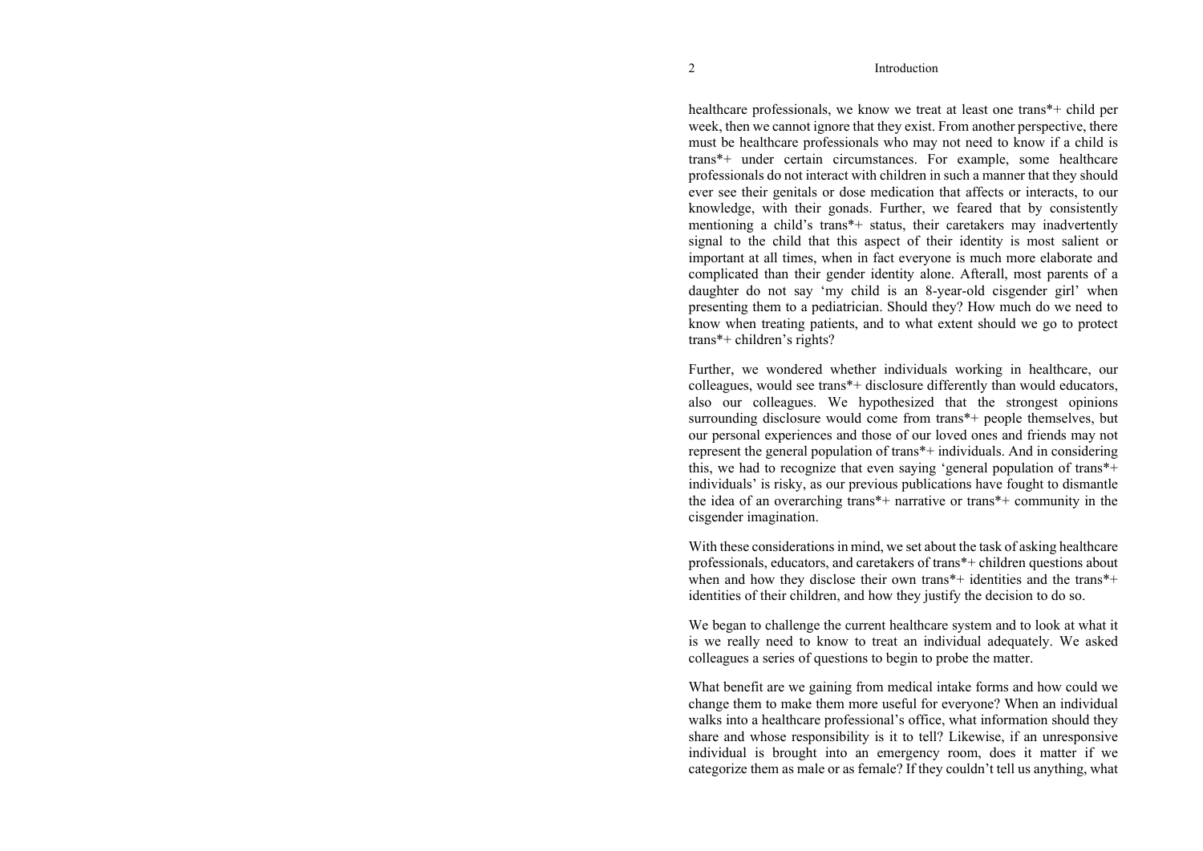healthcare professionals, we know we treat at least one trans*+ child per week, then we cannot ignore that they exist. From another perspective, there must be healthcare professionals who may not need to know if a child is trans*+ under certain circumstances. For example, some healthcare professionals do not interact with children in such a manner that they should ever see their genitals or dose medication that affects or interacts, to our knowledge, with their gonads. Further, we feared that by consistently mentioning a child's trans*+ status, their caretakers may inadvertently signal to the child that this aspect of their identity is most salient or important at all times, when in fact everyone is much more elaborate and complicated than their gender identity alone. Afterall, most parents of a daughter do not say 'my child is an 8-year-old cisgender girl' when presenting them to a pediatrician. Should they? How much do we need to know when treating patients, and to what extent should we go to protect trans*+ children's rights?

Further, we wondered whether individuals working in healthcare, our colleagues, would see trans*+ disclosure differently than would educators, also our colleagues. We hypothesized that the strongest opinions surrounding disclosure would come from trans*+ people themselves, but our personal experiences and those of our loved ones and friends may not represent the general population of trans*+ individuals. And in considering this, we had to recognize that even saying 'general population of trans*+ individuals' is risky, as our previous publications have fought to dismantle the idea of an overarching trans*+ narrative or trans*+ community in the cisgender imagination.

With these considerations in mind, we set about the task of asking healthcare professionals, educators, and caretakers of trans*+ children questions about when and how they disclose their own trans*+ identities and the trans*+ identities of their children, and how they justify the decision to do so.

We began to challenge the current healthcare system and to look at what it is we really need to know to treat an individual adequately. We asked colleagues a series of questions to begin to probe the matter.

What benefit are we gaining from medical intake forms and how could we change them to make them more useful for everyone? When an individual walks into a healthcare professional's office, what information should they share and whose responsibility is it to tell? Likewise, if an unresponsive individual is brought into an emergency room, does it matter if we categorize them as male or as female? If they couldn't tell us anything, what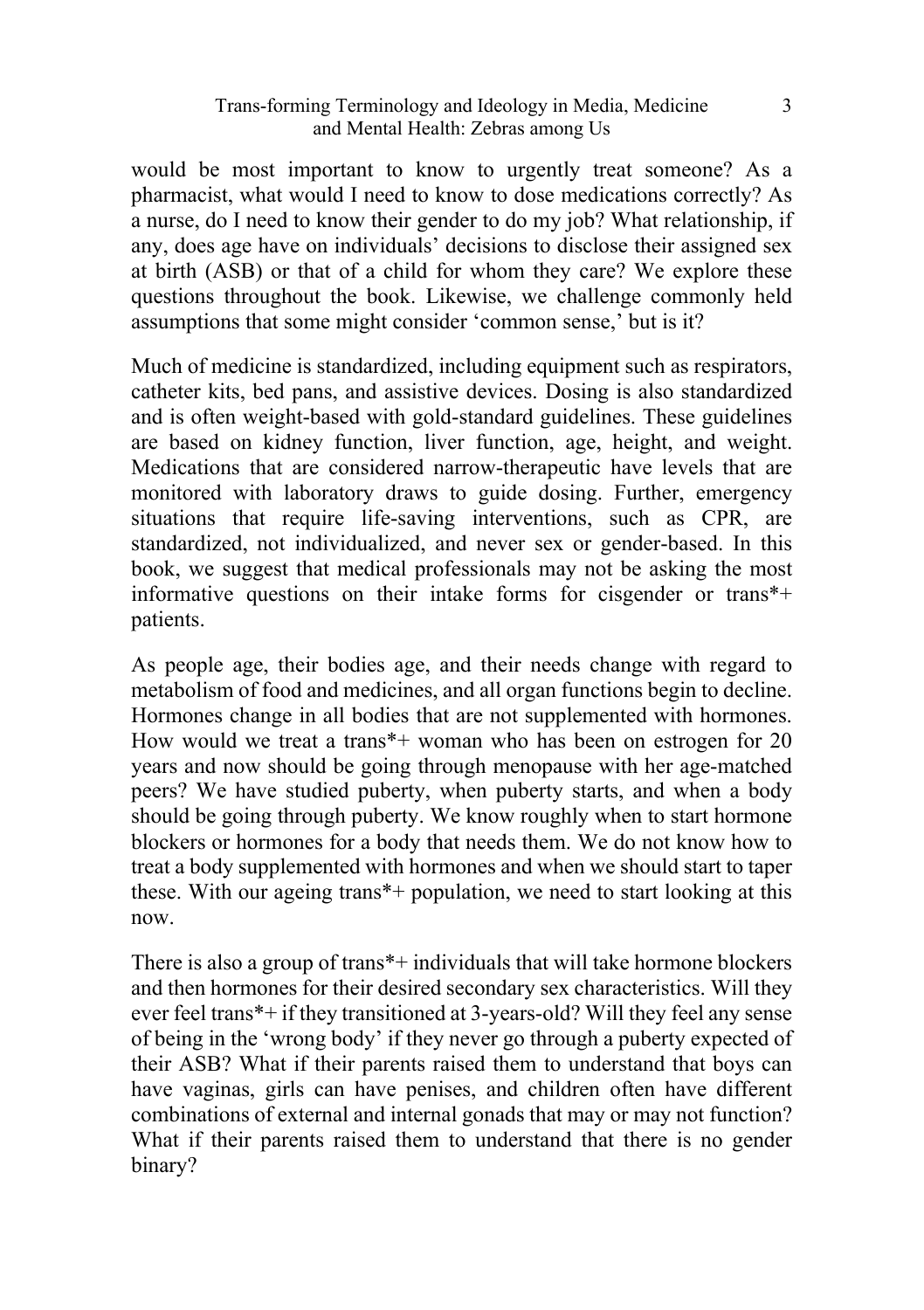would be most important to know to urgently treat someone? As a pharmacist, what would I need to know to dose medications correctly? As a nurse, do I need to know their gender to do my job? What relationship, if any, does age have on individuals' decisions to disclose their assigned sex at birth (ASB) or that of a child for whom they care? We explore these questions throughout the book. Likewise, we challenge commonly held assumptions that some might consider 'common sense,' but is it?

Much of medicine is standardized, including equipment such as respirators, catheter kits, bed pans, and assistive devices. Dosing is also standardized and is often weight-based with gold-standard guidelines. These guidelines are based on kidney function, liver function, age, height, and weight. Medications that are considered narrow-therapeutic have levels that are monitored with laboratory draws to guide dosing. Further, emergency situations that require life-saving interventions, such as CPR, are standardized, not individualized, and never sex or gender-based. In this book, we suggest that medical professionals may not be asking the most informative questions on their intake forms for cisgender or trans*+ patients.

As people age, their bodies age, and their needs change with regard to metabolism of food and medicines, and all organ functions begin to decline. Hormones change in all bodies that are not supplemented with hormones. How would we treat a trans*+ woman who has been on estrogen for 20 years and now should be going through menopause with her age-matched peers? We have studied puberty, when puberty starts, and when a body should be going through puberty. We know roughly when to start hormone blockers or hormones for a body that needs them. We do not know how to treat a body supplemented with hormones and when we should start to taper these. With our ageing trans*+ population, we need to start looking at this now.

There is also a group of trans*+ individuals that will take hormone blockers and then hormones for their desired secondary sex characteristics. Will they ever feel trans*+ if they transitioned at 3-years-old? Will they feel any sense of being in the 'wrong body' if they never go through a puberty expected of their ASB? What if their parents raised them to understand that boys can have vaginas, girls can have penises, and children often have different combinations of external and internal gonads that may or may not function? What if their parents raised them to understand that there is no gender binary?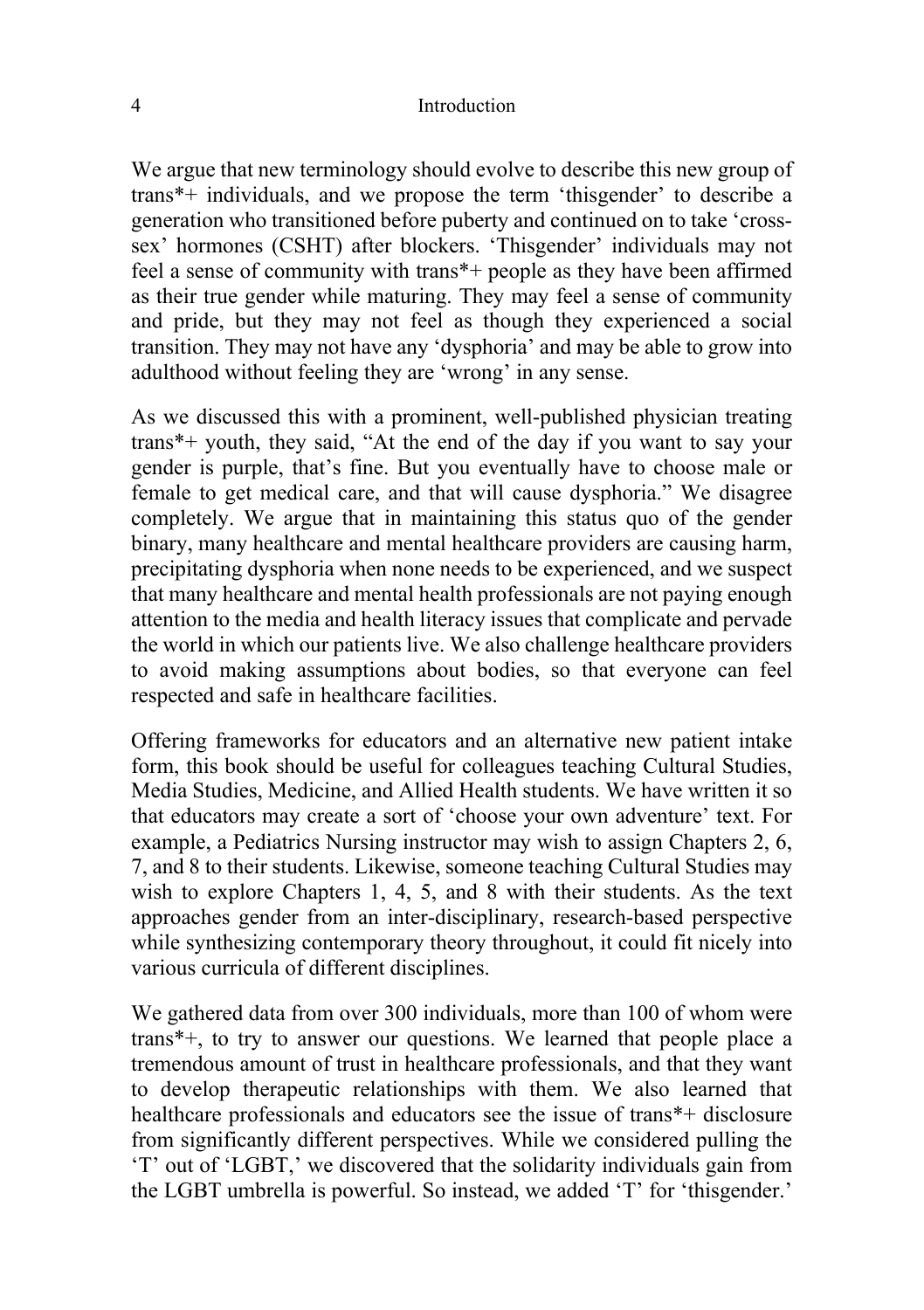We argue that new terminology should evolve to describe this new group of trans*+ individuals, and we propose the term 'thisgender' to describe a generation who transitioned before puberty and continued on to take 'cross-sex' hormones (CSHT) after blockers. 'Thisgender' individuals may not feel a sense of community with trans*+ people as they have been affirmed as their true gender while maturing. They may feel a sense of community and pride, but they may not feel as though they experienced a social transition. They may not have any 'dysphoria' and may be able to grow into adulthood without feeling they are 'wrong' in any sense.

As we discussed this with a prominent, well-published physician treating trans*+ youth, they said, "At the end of the day if you want to say your gender is purple, that's fine. But you eventually have to choose male or female to get medical care, and that will cause dysphoria." We disagree completely. We argue that in maintaining this status quo of the gender binary, many healthcare and mental healthcare providers are causing harm, precipitating dysphoria when none needs to be experienced, and we suspect that many healthcare and mental health professionals are not paying enough attention to the media and health literacy issues that complicate and pervade the world in which our patients live. We also challenge healthcare providers to avoid making assumptions about bodies, so that everyone can feel respected and safe in healthcare facilities.

Offering frameworks for educators and an alternative new patient intake form, this book should be useful for colleagues teaching Cultural Studies, Media Studies, Medicine, and Allied Health students. We have written it so that educators may create a sort of 'choose your own adventure' text. For example, a Pediatrics Nursing instructor may wish to assign Chapters 2, 6, 7, and 8 to their students. Likewise, someone teaching Cultural Studies may wish to explore Chapters 1, 4, 5, and 8 with their students. As the text approaches gender from an inter-disciplinary, research-based perspective while synthesizing contemporary theory throughout, it could fit nicely into various curricula of different disciplines.

We gathered data from over 300 individuals, more than 100 of whom were trans*+, to try to answer our questions. We learned that people place a tremendous amount of trust in healthcare professionals, and that they want to develop therapeutic relationships with them. We also learned that healthcare professionals and educators see the issue of trans*+ disclosure from significantly different perspectives. While we considered pulling the 'T' out of 'LGBT,' we discovered that the solidarity individuals gain from the LGBT umbrella is powerful. So instead, we added 'T' for 'thisgender.'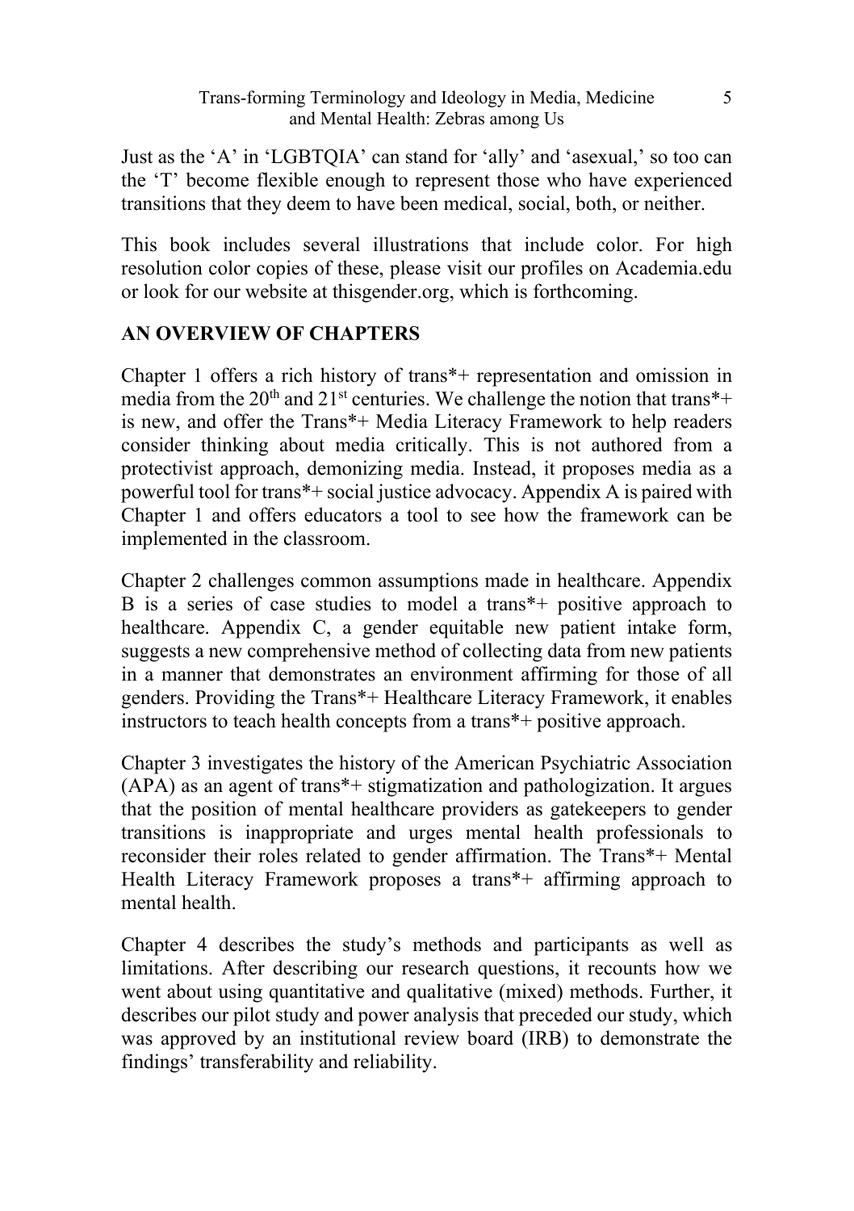Just as the 'A' in 'LGBTQIA' can stand for 'ally' and 'asexual,' so too can the 'T' become flexible enough to represent those who have experienced transitions that they deem to have been medical, social, both, or neither.

This book includes several illustrations that include color. For high resolution color copies of these, please visit our profiles on Academia.edu or look for our website at thisgender.org, which is forthcoming.

## AN OVERVIEW OF CHAPTERS

Chapter 1 offers a rich history of trans*+ representation and omission in media from the 20th and 21st centuries. We challenge the notion that trans*+ is new, and offer the Trans*+ Media Literacy Framework to help readers consider thinking about media critically. This is not authored from a protectivist approach, demonizing media. Instead, it proposes media as a powerful tool for trans*+ social justice advocacy. Appendix A is paired with Chapter 1 and offers educators a tool to see how the framework can be implemented in the classroom.

Chapter 2 challenges common assumptions made in healthcare. Appendix B is a series of case studies to model a trans*+ positive approach to healthcare. Appendix C, a gender equitable new patient intake form, suggests a new comprehensive method of collecting data from new patients in a manner that demonstrates an environment affirming for those of all genders. Providing the Trans*+ Healthcare Literacy Framework, it enables instructors to teach health concepts from a trans*+ positive approach.

Chapter 3 investigates the history of the American Psychiatric Association (APA) as an agent of trans*+ stigmatization and pathologization. It argues that the position of mental healthcare providers as gatekeepers to gender transitions is inappropriate and urges mental health professionals to reconsider their roles related to gender affirmation. The Trans*+ Mental Health Literacy Framework proposes a trans*+ affirming approach to mental health.

Chapter 4 describes the study's methods and participants as well as limitations. After describing our research questions, it recounts how we went about using quantitative and qualitative (mixed) methods. Further, it describes our pilot study and power analysis that preceded our study, which was approved by an institutional review board (IRB) to demonstrate the findings' transferability and reliability.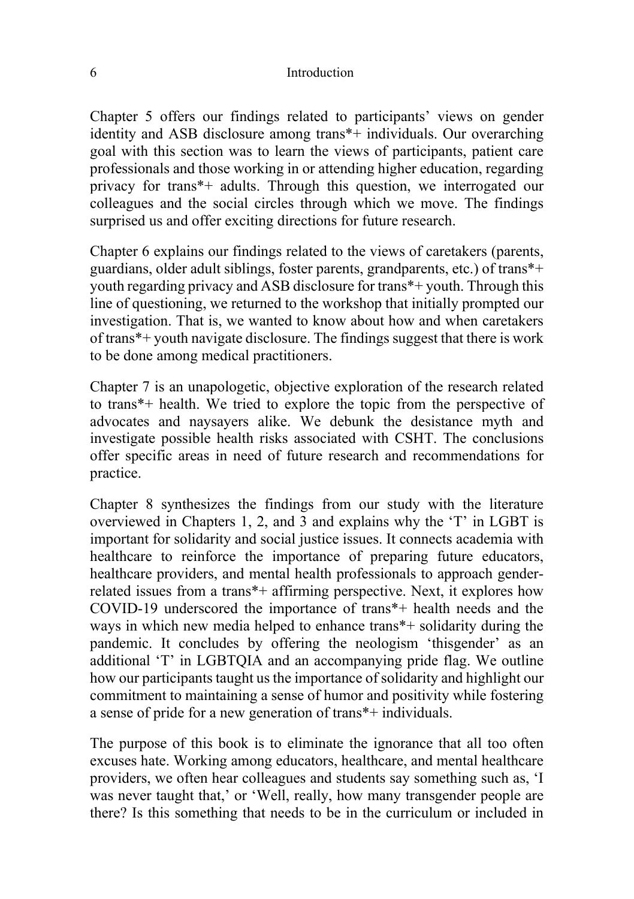Chapter 5 offers our findings related to participants' views on gender identity and ASB disclosure among trans*+ individuals. Our overarching goal with this section was to learn the views of participants, patient care professionals and those working in or attending higher education, regarding privacy for trans*+ adults. Through this question, we interrogated our colleagues and the social circles through which we move. The findings surprised us and offer exciting directions for future research.

Chapter 6 explains our findings related to the views of caretakers (parents, guardians, older adult siblings, foster parents, grandparents, etc.) of trans*+ youth regarding privacy and ASB disclosure for trans*+ youth. Through this line of questioning, we returned to the workshop that initially prompted our investigation. That is, we wanted to know about how and when caretakers of trans*+ youth navigate disclosure. The findings suggest that there is work to be done among medical practitioners.

Chapter 7 is an unapologetic, objective exploration of the research related to trans*+ health. We tried to explore the topic from the perspective of advocates and naysayers alike. We debunk the desistance myth and investigate possible health risks associated with CSHT. The conclusions offer specific areas in need of future research and recommendations for practice.

Chapter 8 synthesizes the findings from our study with the literature overviewed in Chapters 1, 2, and 3 and explains why the 'T' in LGBT is important for solidarity and social justice issues. It connects academia with healthcare to reinforce the importance of preparing future educators, healthcare providers, and mental health professionals to approach gender-related issues from a trans*+ affirming perspective. Next, it explores how COVID-19 underscored the importance of trans*+ health needs and the ways in which new media helped to enhance trans*+ solidarity during the pandemic. It concludes by offering the neologism 'thisgender' as an additional 'T' in LGBTQIA and an accompanying pride flag. We outline how our participants taught us the importance of solidarity and highlight our commitment to maintaining a sense of humor and positivity while fostering a sense of pride for a new generation of trans*+ individuals.

The purpose of this book is to eliminate the ignorance that all too often excuses hate. Working among educators, healthcare, and mental healthcare providers, we often hear colleagues and students say something such as, 'I was never taught that,' or 'Well, really, how many transgender people are there? Is this something that needs to be in the curriculum or included in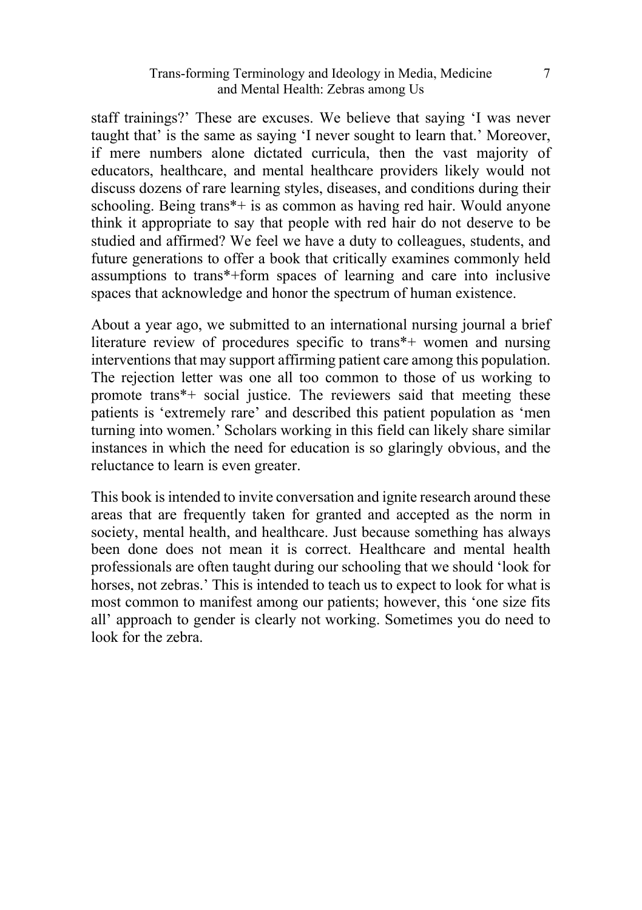staff trainings?' These are excuses. We believe that saying 'I was never taught that' is the same as saying 'I never sought to learn that.' Moreover, if mere numbers alone dictated curricula, then the vast majority of educators, healthcare, and mental healthcare providers likely would not discuss dozens of rare learning styles, diseases, and conditions during their schooling. Being trans*+ is as common as having red hair. Would anyone think it appropriate to say that people with red hair do not deserve to be studied and affirmed? We feel we have a duty to colleagues, students, and future generations to offer a book that critically examines commonly held assumptions to trans*+form spaces of learning and care into inclusive spaces that acknowledge and honor the spectrum of human existence.

About a year ago, we submitted to an international nursing journal a brief literature review of procedures specific to trans*+ women and nursing interventions that may support affirming patient care among this population. The rejection letter was one all too common to those of us working to promote trans*+ social justice. The reviewers said that meeting these patients is 'extremely rare' and described this patient population as 'men turning into women.' Scholars working in this field can likely share similar instances in which the need for education is so glaringly obvious, and the reluctance to learn is even greater.

This book is intended to invite conversation and ignite research around these areas that are frequently taken for granted and accepted as the norm in society, mental health, and healthcare. Just because something has always been done does not mean it is correct. Healthcare and mental health professionals are often taught during our schooling that we should 'look for horses, not zebras.' This is intended to teach us to expect to look for what is most common to manifest among our patients; however, this 'one size fits all' approach to gender is clearly not working. Sometimes you do need to look for the zebra.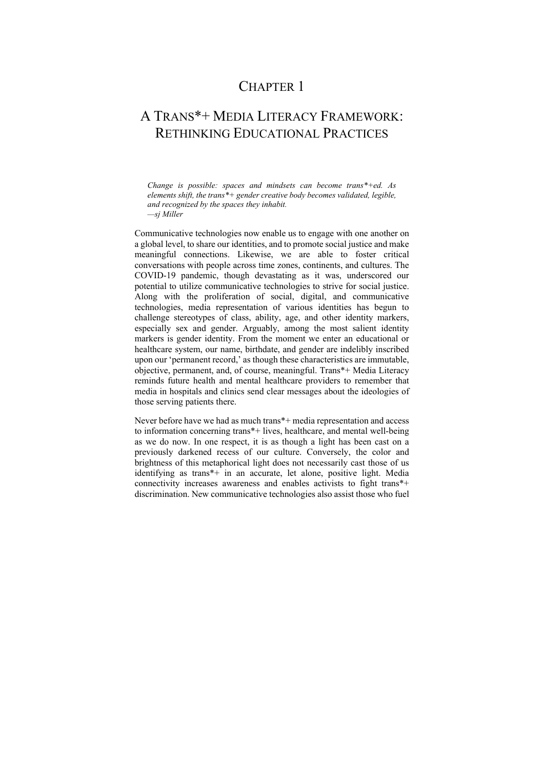# Chapter 1

## A Trans*+ Media Literacy Framework: Rethinking Educational Practices

> *Change is possible: spaces and mindsets can become trans*+ed. As elements shift, the trans*+ gender creative body becomes validated, legible, and recognized by the spaces they inhabit.*
> *—sj Miller*

Communicative technologies now enable us to engage with one another on a global level, to share our identities, and to promote social justice and make meaningful connections. Likewise, we are able to foster critical conversations with people across time zones, continents, and cultures. The COVID-19 pandemic, though devastating as it was, underscored our potential to utilize communicative technologies to strive for social justice. Along with the proliferation of social, digital, and communicative technologies, media representation of various identities has begun to challenge stereotypes of class, ability, age, and other identity markers, especially sex and gender. Arguably, among the most salient identity markers is gender identity. From the moment we enter an educational or healthcare system, our name, birthdate, and gender are indelibly inscribed upon our 'permanent record,' as though these characteristics are immutable, objective, permanent, and, of course, meaningful. Trans*+ Media Literacy reminds future health and mental healthcare providers to remember that media in hospitals and clinics send clear messages about the ideologies of those serving patients there.

Never before have we had as much trans*+ media representation and access to information concerning trans*+ lives, healthcare, and mental well-being as we do now. In one respect, it is as though a light has been cast on a previously darkened recess of our culture. Conversely, the color and brightness of this metaphorical light does not necessarily cast those of us identifying as trans*+ in an accurate, let alone, positive light. Media connectivity increases awareness and enables activists to fight trans*+ discrimination. New communicative technologies also assist those who fuel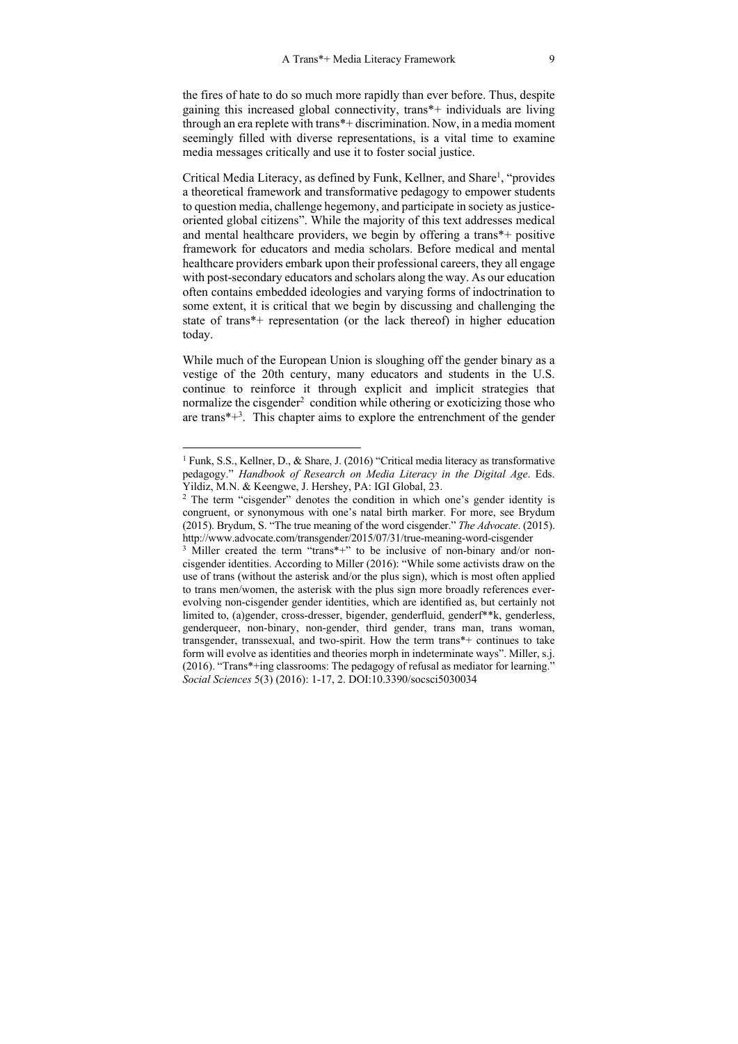the fires of hate to do so much more rapidly than ever before. Thus, despite gaining this increased global connectivity, trans*+ individuals are living through an era replete with trans*+ discrimination. Now, in a media moment seemingly filled with diverse representations, is a vital time to examine media messages critically and use it to foster social justice.

Critical Media Literacy, as defined by Funk, Kellner, and Share[1], "provides a theoretical framework and transformative pedagogy to empower students to question media, challenge hegemony, and participate in society as justice-oriented global citizens". While the majority of this text addresses medical and mental healthcare providers, we begin by offering a trans*+ positive framework for educators and media scholars. Before medical and mental healthcare providers embark upon their professional careers, they all engage with post-secondary educators and scholars along the way. As our education often contains embedded ideologies and varying forms of indoctrination to some extent, it is critical that we begin by discussing and challenging the state of trans*+ representation (or the lack thereof) in higher education today.

While much of the European Union is sloughing off the gender binary as a vestige of the 20th century, many educators and students in the U.S. continue to reinforce it through explicit and implicit strategies that normalize the cisgender[2] condition while othering or exoticizing those who are trans*+[3]. This chapter aims to explore the entrenchment of the gender

---

[1] Funk, S.S., Kellner, D., & Share, J. (2016) "Critical media literacy as transformative pedagogy." *Handbook of Research on Media Literacy in the Digital Age*. Eds. Yildiz, M.N. & Keengwe, J. Hershey, PA: IGI Global, 23.

[2] The term "cisgender" denotes the condition in which one's gender identity is congruent, or synonymous with one's natal birth marker. For more, see Brydum (2015). Brydum, S. "The true meaning of the word cisgender." *The Advocate*. (2015). http://www.advocate.com/transgender/2015/07/31/true-meaning-word-cisgender

[3] Miller created the term "trans*+" to be inclusive of non-binary and/or non-cisgender identities. According to Miller (2016): "While some activists draw on the use of trans (without the asterisk and/or the plus sign), which is most often applied to trans men/women, the asterisk with the plus sign more broadly references ever-evolving non-cisgender gender identities, which are identified as, but certainly not limited to, (a)gender, cross-dresser, bigender, genderfluid, genderf**k, genderless, genderqueer, non-binary, non-gender, third gender, trans man, trans woman, transgender, transsexual, and two-spirit. How the term trans*+ continues to take form will evolve as identities and theories morph in indeterminate ways". Miller, s.j. (2016). "Trans*+ing classrooms: The pedagogy of refusal as mediator for learning." *Social Sciences* 5(3) (2016): 1-17, 2. DOI:10.3390/socsci5030034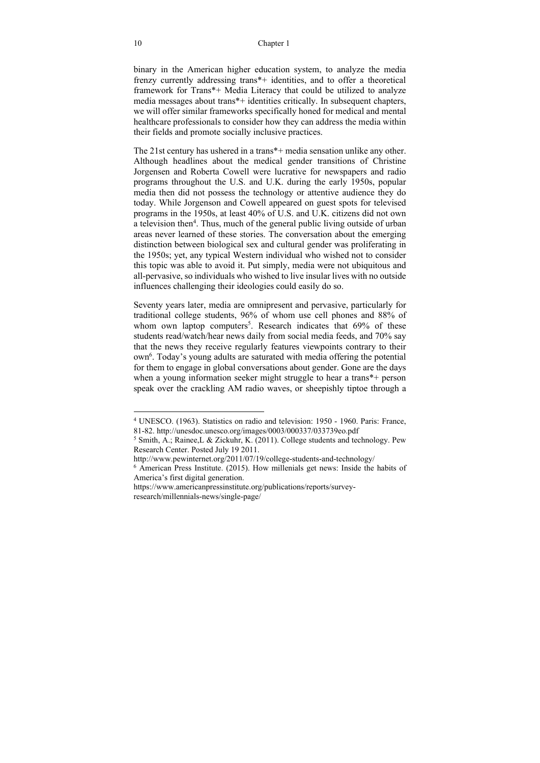binary in the American higher education system, to analyze the media frenzy currently addressing trans*+ identities, and to offer a theoretical framework for Trans*+ Media Literacy that could be utilized to analyze media messages about trans*+ identities critically. In subsequent chapters, we will offer similar frameworks specifically honed for medical and mental healthcare professionals to consider how they can address the media within their fields and promote socially inclusive practices.

The 21st century has ushered in a trans*+ media sensation unlike any other. Although headlines about the medical gender transitions of Christine Jorgensen and Roberta Cowell were lucrative for newspapers and radio programs throughout the U.S. and U.K. during the early 1950s, popular media then did not possess the technology or attentive audience they do today. While Jorgenson and Cowell appeared on guest spots for televised programs in the 1950s, at least 40% of U.S. and U.K. citizens did not own a television then[4]. Thus, much of the general public living outside of urban areas never learned of these stories. The conversation about the emerging distinction between biological sex and cultural gender was proliferating in the 1950s; yet, any typical Western individual who wished not to consider this topic was able to avoid it. Put simply, media were not ubiquitous and all-pervasive, so individuals who wished to live insular lives with no outside influences challenging their ideologies could easily do so.

Seventy years later, media are omnipresent and pervasive, particularly for traditional college students, 96% of whom use cell phones and 88% of whom own laptop computers[5]. Research indicates that 69% of these students read/watch/hear news daily from social media feeds, and 70% say that the news they receive regularly features viewpoints contrary to their own[6]. Today's young adults are saturated with media offering the potential for them to engage in global conversations about gender. Gone are the days when a young information seeker might struggle to hear a trans*+ person speak over the crackling AM radio waves, or sheepishly tiptoe through a

---

[4] UNESCO. (1963). Statistics on radio and television: 1950 - 1960. Paris: France, 81-82. http://unesdoc.unesco.org/images/0003/000337/033739eo.pdf

[5] Smith, A.; Rainee,L & Zickuhr, K. (2011). College students and technology. Pew Research Center. Posted July 19 2011. http://www.pewinternet.org/2011/07/19/college-students-and-technology/

[6] American Press Institute. (2015). How millenials get news: Inside the habits of America's first digital generation. https://www.americanpressinstitute.org/publications/reports/survey-research/millennials-news/single-page/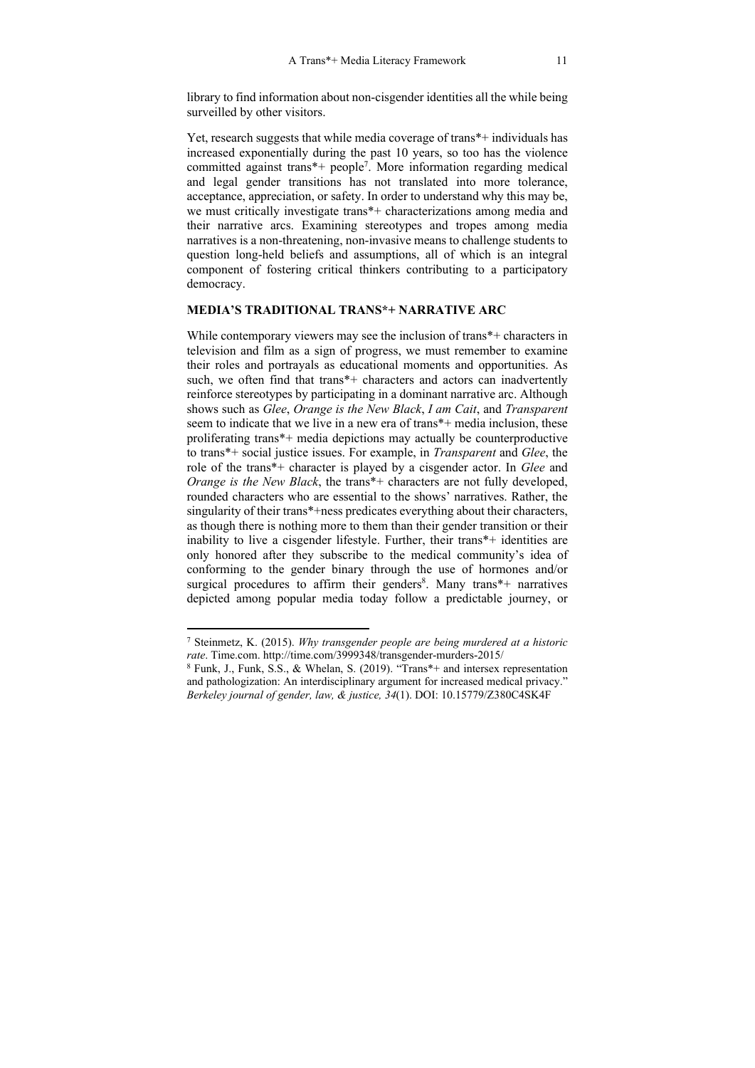library to find information about non-cisgender identities all the while being surveilled by other visitors.

Yet, research suggests that while media coverage of trans*+ individuals has increased exponentially during the past 10 years, so too has the violence committed against trans*+ people[7]. More information regarding medical and legal gender transitions has not translated into more tolerance, acceptance, appreciation, or safety. In order to understand why this may be, we must critically investigate trans*+ characterizations among media and their narrative arcs. Examining stereotypes and tropes among media narratives is a non-threatening, non-invasive means to challenge students to question long-held beliefs and assumptions, all of which is an integral component of fostering critical thinkers contributing to a participatory democracy.

## MEDIA'S TRADITIONAL TRANS*+ NARRATIVE ARC

While contemporary viewers may see the inclusion of trans*+ characters in television and film as a sign of progress, we must remember to examine their roles and portrayals as educational moments and opportunities. As such, we often find that trans*+ characters and actors can inadvertently reinforce stereotypes by participating in a dominant narrative arc. Although shows such as *Glee*, *Orange is the New Black*, *I am Cait*, and *Transparent* seem to indicate that we live in a new era of trans*+ media inclusion, these proliferating trans*+ media depictions may actually be counterproductive to trans*+ social justice issues. For example, in *Transparent* and *Glee*, the role of the trans*+ character is played by a cisgender actor. In *Glee* and *Orange is the New Black*, the trans*+ characters are not fully developed, rounded characters who are essential to the shows' narratives. Rather, the singularity of their trans*+ness predicates everything about their characters, as though there is nothing more to them than their gender transition or their inability to live a cisgender lifestyle. Further, their trans*+ identities are only honored after they subscribe to the medical community's idea of conforming to the gender binary through the use of hormones and/or surgical procedures to affirm their genders[8]. Many trans*+ narratives depicted among popular media today follow a predictable journey, or

---

[7] Steinmetz, K. (2015). *Why transgender people are being murdered at a historic rate*. Time.com. http://time.com/3999348/transgender-murders-2015/

[8] Funk, J., Funk, S.S., & Whelan, S. (2019). "Trans*+ and intersex representation and pathologization: An interdisciplinary argument for increased medical privacy." *Berkeley journal of gender, law, & justice, 34*(1). DOI: 10.15779/Z380C4SK4F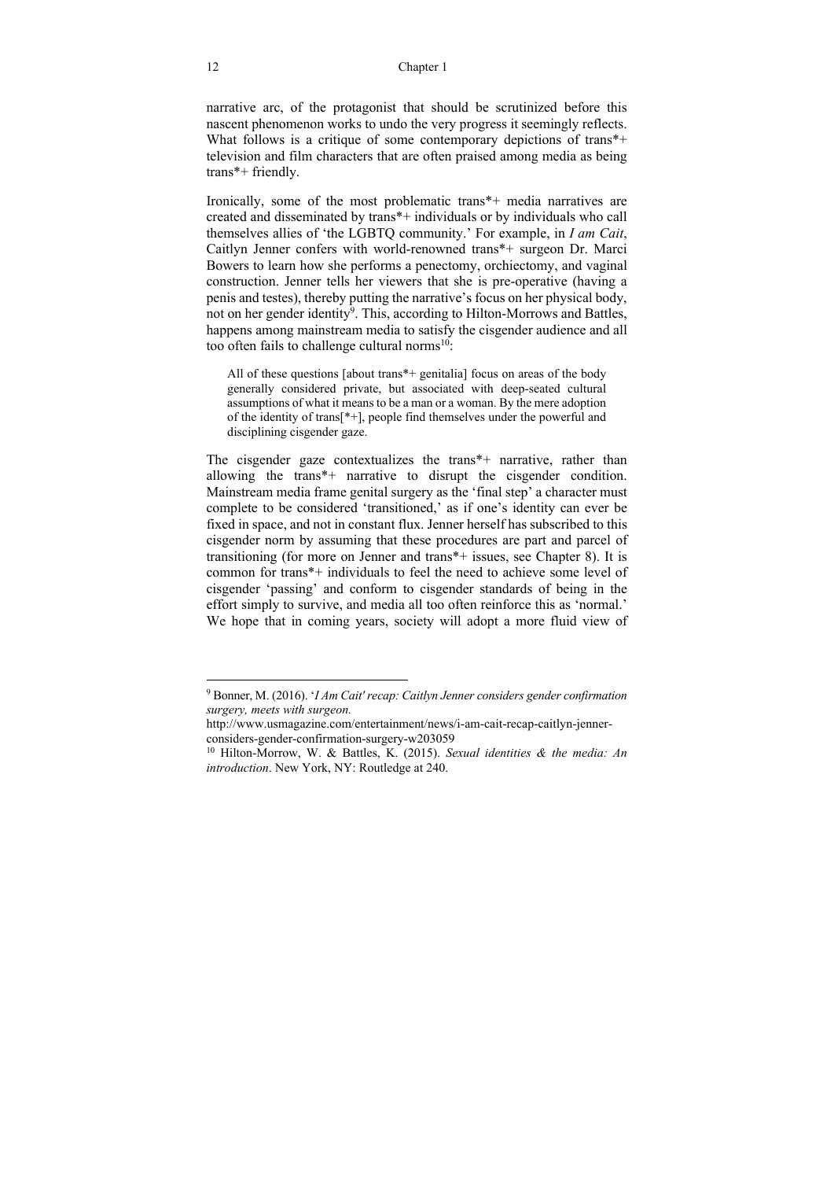narrative arc, of the protagonist that should be scrutinized before this nascent phenomenon works to undo the very progress it seemingly reflects. What follows is a critique of some contemporary depictions of trans*+ television and film characters that are often praised among media as being trans*+ friendly.

Ironically, some of the most problematic trans*+ media narratives are created and disseminated by trans*+ individuals or by individuals who call themselves allies of 'the LGBTQ community.' For example, in *I am Cait*, Caitlyn Jenner confers with world-renowned trans*+ surgeon Dr. Marci Bowers to learn how she performs a penectomy, orchiectomy, and vaginal construction. Jenner tells her viewers that she is pre-operative (having a penis and testes), thereby putting the narrative's focus on her physical body, not on her gender identity[9]. This, according to Hilton-Morrows and Battles, happens among mainstream media to satisfy the cisgender audience and all too often fails to challenge cultural norms[10]:

> All of these questions [about trans*+ genitalia] focus on areas of the body generally considered private, but associated with deep-seated cultural assumptions of what it means to be a man or a woman. By the mere adoption of the identity of trans[*+], people find themselves under the powerful and disciplining cisgender gaze.

The cisgender gaze contextualizes the trans*+ narrative, rather than allowing the trans*+ narrative to disrupt the cisgender condition. Mainstream media frame genital surgery as the 'final step' a character must complete to be considered 'transitioned,' as if one's identity can ever be fixed in space, and not in constant flux. Jenner herself has subscribed to this cisgender norm by assuming that these procedures are part and parcel of transitioning (for more on Jenner and trans*+ issues, see Chapter 8). It is common for trans*+ individuals to feel the need to achieve some level of cisgender 'passing' and conform to cisgender standards of being in the effort simply to survive, and media all too often reinforce this as 'normal.' We hope that in coming years, society will adopt a more fluid view of

---

[9] Bonner, M. (2016). '*I Am Cait' recap: Caitlyn Jenner considers gender confirmation surgery, meets with surgeon.* http://www.usmagazine.com/entertainment/news/i-am-cait-recap-caitlyn-jenner-considers-gender-confirmation-surgery-w203059

[10] Hilton-Morrow, W. & Battles, K. (2015). *Sexual identities & the media: An introduction*. New York, NY: Routledge at 240.